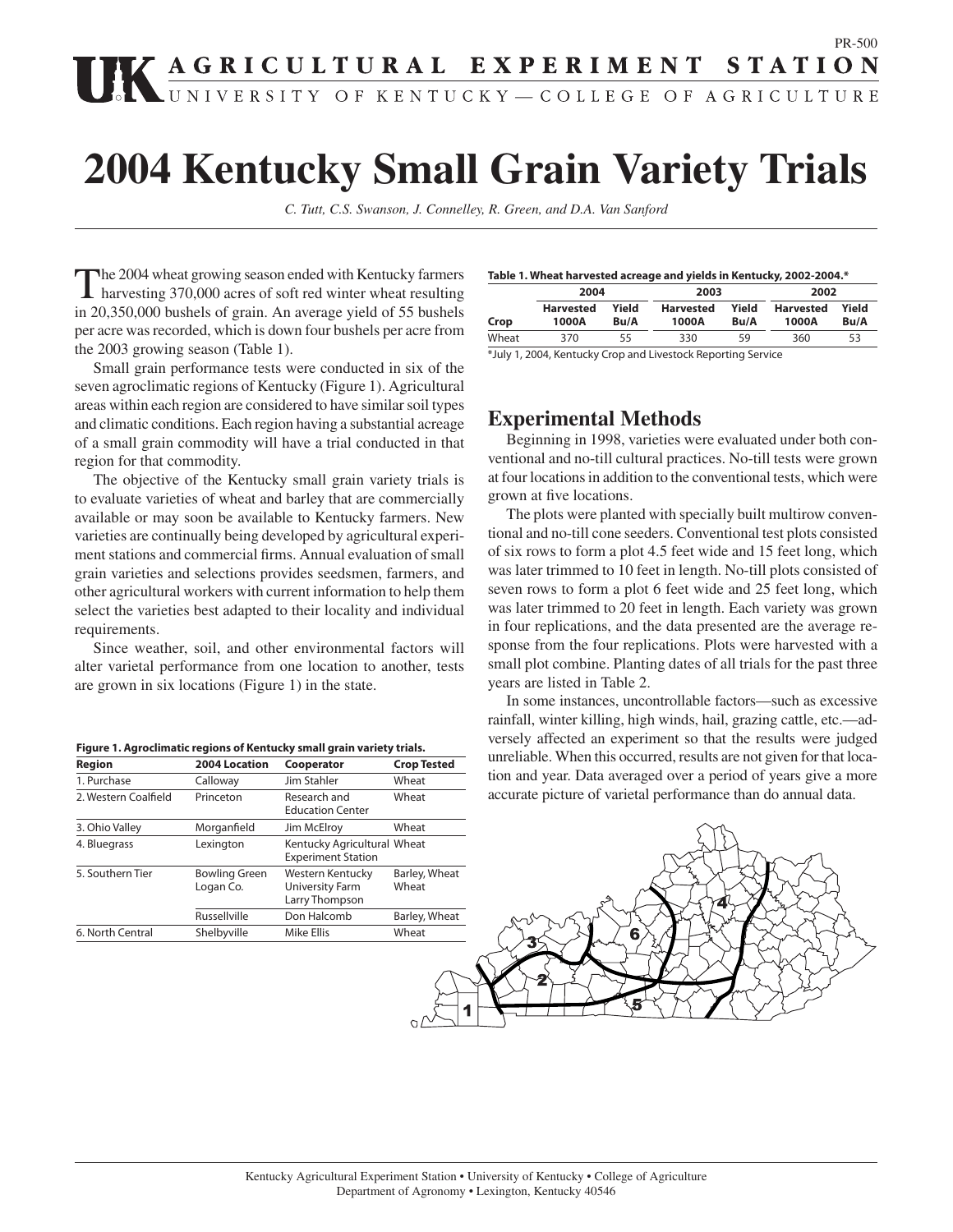# 2004 Kentucky Small Grain Variety Trials

*C. Tutt, C.S. Swanson, J. Connelley, R. Green, and D.A. Van Sanford*

The 2004 wheat growing season ended with Kentucky farmers harvesting 370,000 acres of soft red winter wheat resulting in 20,350,000 bushels of grain. An average yield of 55 bushels per acre was recorded, which is down four bushels per acre from the 2003 growing season (Table 1).

Small grain performance tests were conducted in six of the seven agroclimatic regions of Kentucky (Figure 1). Agricultural areas within each region are considered to have similar soil types and climatic conditions. Each region having a substantial acreage of a small grain commodity will have a trial conducted in that region for that commodity.

The objective of the Kentucky small grain variety trials is to evaluate varieties of wheat and barley that are commercially available or may soon be available to Kentucky farmers. New varieties are continually being developed by agricultural experiment stations and commercial firms. Annual evaluation of small grain varieties and selections provides seedsmen, farmers, and other agricultural workers with current information to help them select the varieties best adapted to their locality and individual requirements.

Since weather, soil, and other environmental factors will alter varietal performance from one location to another, tests are grown in six locations (Figure 1) in the state.

**Figure 1. Agroclimatic regions of Kentucky small grain variety trials.**

| Region | 2004 Location | Cooperator | Crop Tested |
|---|---|---|---|
| 1. Purchase | Calloway | Jim Stahler | Wheat |
| 2. Western Coalfield | Princeton | Research and Education Center | Wheat |
| 3. Ohio Valley | Morganfield | Jim McElroy | Wheat |
| 4. Bluegrass | Lexington | Kentucky Agricultural Experiment Station | Wheat |
| 5. Southern Tier | Bowling Green Logan Co. | Western Kentucky University Farm Larry Thompson | Barley, Wheat Wheat |
| | Russellville | Don Halcomb | Barley, Wheat |
| 6. North Central | Shelbyville | Mike Ellis | Wheat |

**Table 1. Wheat harvested acreage and yields in Kentucky, 2002-2004.***

| | 2004 | | 2003 | | 2002 | |
|---|---|---|---|---|---|---|
| Crop | Harvested 1000A | Yield Bu/A | Harvested 1000A | Yield Bu/A | Harvested 1000A | Yield Bu/A |
| Wheat | 370 | 55 | 330 | 59 | 360 | 53 |

*July 1, 2004, Kentucky Crop and Livestock Reporting Service

## Experimental Methods

Beginning in 1998, varieties were evaluated under both conventional and no-till cultural practices. No-till tests were grown at four locations in addition to the conventional tests, which were grown at five locations.

The plots were planted with specially built multirow conventional and no-till cone seeders. Conventional test plots consisted of six rows to form a plot 4.5 feet wide and 15 feet long, which was later trimmed to 10 feet in length. No-till plots consisted of seven rows to form a plot 6 feet wide and 25 feet long, which was later trimmed to 20 feet in length. Each variety was grown in four replications, and the data presented are the average response from the four replications. Plots were harvested with a small plot combine. Planting dates of all trials for the past three years are listed in Table 2.

In some instances, uncontrollable factors—such as excessive rainfall, winter killing, high winds, hail, grazing cattle, etc.—adversely affected an experiment so that the results were judged unreliable. When this occurred, results are not given for that location and year. Data averaged over a period of years give a more accurate picture of varietal performance than do annual data.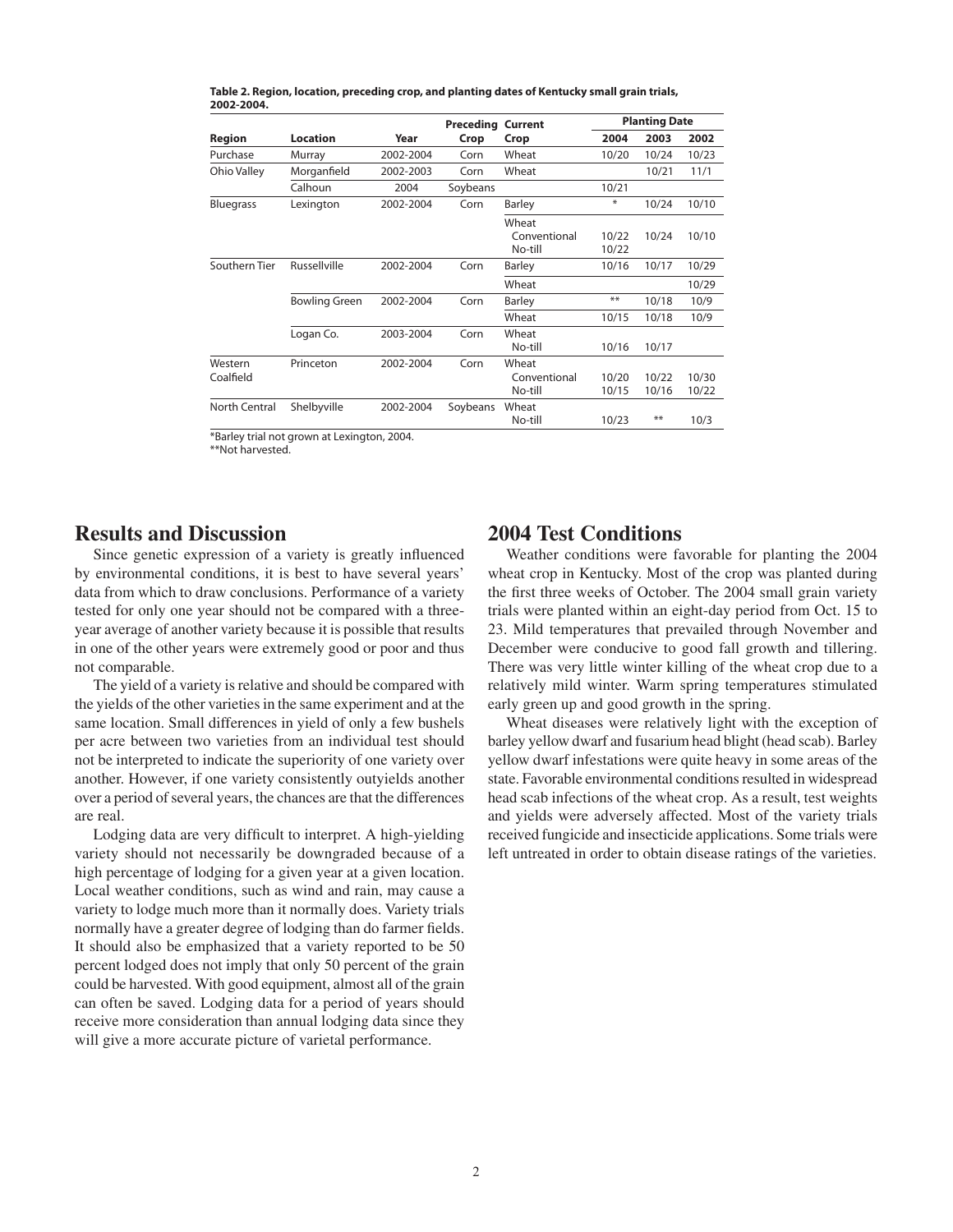**Table 2. Region, location, preceding crop, and planting dates of Kentucky small grain trials, 2002-2004.**

| Region | Location | Year | Preceding Crop | Current Crop | Planting Date 2004 | 2003 | 2002 |
|---|---|---|---|---|---|---|---|
| Purchase | Murray | 2002-2004 | Corn | Wheat | 10/20 | 10/24 | 10/23 |
| Ohio Valley | Morganfield | 2002-2003 | Corn | Wheat | | 10/21 | 11/1 |
| | Calhoun | 2004 | Soybeans | | 10/21 | | |
| Bluegrass | Lexington | 2002-2004 | Corn | Barley | * | 10/24 | 10/10 |
| | | | | Wheat | | | |
| | | | | Conventional | 10/22 | 10/24 | 10/10 |
| | | | | No-till | 10/22 | | |
| Southern Tier | Russellville | 2002-2004 | Corn | Barley | 10/16 | 10/17 | 10/29 |
| | | | | Wheat | | | 10/29 |
| | Bowling Green | 2002-2004 | Corn | Barley | ** | 10/18 | 10/9 |
| | | | | Wheat | 10/15 | 10/18 | 10/9 |
| | Logan Co. | 2003-2004 | Corn | Wheat | | | |
| | | | | No-till | 10/16 | 10/17 | |
| Western Coalfield | Princeton | 2002-2004 | Corn | Wheat | | | |
| | | | | Conventional | 10/20 | 10/22 | 10/30 |
| | | | | No-till | 10/15 | 10/16 | 10/22 |
| North Central | Shelbyville | 2002-2004 | Soybeans | Wheat | | | |
| | | | | No-till | 10/23 | ** | 10/3 |

*Barley trial not grown at Lexington, 2004.
**Not harvested.

## Results and Discussion

Since genetic expression of a variety is greatly influenced by environmental conditions, it is best to have several years' data from which to draw conclusions. Performance of a variety tested for only one year should not be compared with a three-year average of another variety because it is possible that results in one of the other years were extremely good or poor and thus not comparable.

The yield of a variety is relative and should be compared with the yields of the other varieties in the same experiment and at the same location. Small differences in yield of only a few bushels per acre between two varieties from an individual test should not be interpreted to indicate the superiority of one variety over another. However, if one variety consistently outyields another over a period of several years, the chances are that the differences are real.

Lodging data are very difficult to interpret. A high-yielding variety should not necessarily be downgraded because of a high percentage of lodging for a given year at a given location. Local weather conditions, such as wind and rain, may cause a variety to lodge much more than it normally does. Variety trials normally have a greater degree of lodging than do farmer fields. It should also be emphasized that a variety reported to be 50 percent lodged does not imply that only 50 percent of the grain could be harvested. With good equipment, almost all of the grain can often be saved. Lodging data for a period of years should receive more consideration than annual lodging data since they will give a more accurate picture of varietal performance.

## 2004 Test Conditions

Weather conditions were favorable for planting the 2004 wheat crop in Kentucky. Most of the crop was planted during the first three weeks of October. The 2004 small grain variety trials were planted within an eight-day period from Oct. 15 to 23. Mild temperatures that prevailed through November and December were conducive to good fall growth and tillering. There was very little winter killing of the wheat crop due to a relatively mild winter. Warm spring temperatures stimulated early green up and good growth in the spring.

Wheat diseases were relatively light with the exception of barley yellow dwarf and fusarium head blight (head scab). Barley yellow dwarf infestations were quite heavy in some areas of the state. Favorable environmental conditions resulted in widespread head scab infections of the wheat crop. As a result, test weights and yields were adversely affected. Most of the variety trials received fungicide and insecticide applications. Some trials were left untreated in order to obtain disease ratings of the varieties.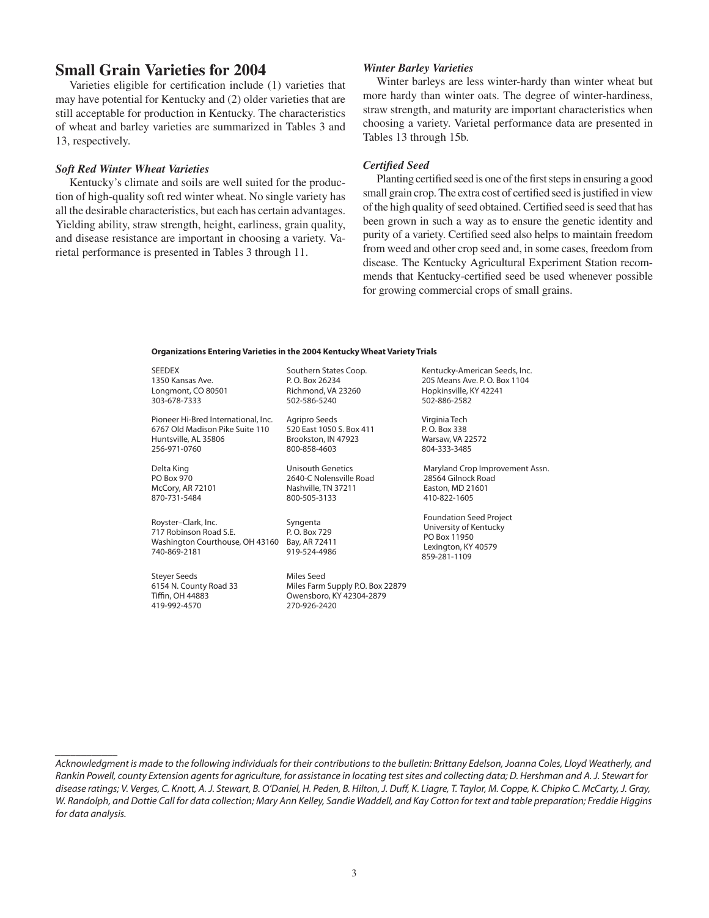## Small Grain Varieties for 2004

Varieties eligible for certification include (1) varieties that may have potential for Kentucky and (2) older varieties that are still acceptable for production in Kentucky. The characteristics of wheat and barley varieties are summarized in Tables 3 and 13, respectively.

### *Soft Red Winter Wheat Varieties*

Kentucky's climate and soils are well suited for the production of high-quality soft red winter wheat. No single variety has all the desirable characteristics, but each has certain advantages. Yielding ability, straw strength, height, earliness, grain quality, and disease resistance are important in choosing a variety. Varietal performance is presented in Tables 3 through 11.

### *Winter Barley Varieties*

Winter barleys are less winter-hardy than winter wheat but more hardy than winter oats. The degree of winter-hardiness, straw strength, and maturity are important characteristics when choosing a variety. Varietal performance data are presented in Tables 13 through 15b.

### *Certified Seed*

Planting certified seed is one of the first steps in ensuring a good small grain crop. The extra cost of certified seed is justified in view of the high quality of seed obtained. Certified seed is seed that has been grown in such a way as to ensure the genetic identity and purity of a variety. Certified seed also helps to maintain freedom from weed and other crop seed and, in some cases, freedom from disease. The Kentucky Agricultural Experiment Station recommends that Kentucky-certified seed be used whenever possible for growing commercial crops of small grains.

**Organizations Entering Varieties in the 2004 Kentucky Wheat Variety Trials**

SEEDEX
1350 Kansas Ave.
Longmont, CO 80501
303-678-7333

Pioneer Hi-Bred International, Inc.
6767 Old Madison Pike Suite 110
Huntsville, AL 35806
256-971-0760

Delta King
PO Box 970
McCory, AR 72101
870-731-5484

Royster–Clark, Inc.
717 Robinson Road S.E.
Washington Courthouse, OH 43160
740-869-2181

Steyer Seeds
6154 N. County Road 33
Tiffin, OH 44883
419-992-4570

Southern States Coop.
P. O. Box 26234
Richmond, VA 23260
502-586-5240

Agripro Seeds
520 East 1050 S. Box 411
Brookston, IN 47923
800-858-4603

Unisouth Genetics
2640-C Nolensville Road
Nashville, TN 37211
800-505-3133

Syngenta
P. O. Box 729
Bay, AR 72411
919-524-4986

Miles Seed
Miles Farm Supply P.O. Box 22879
Owensboro, KY 42304-2879
270-926-2420

Kentucky-American Seeds, Inc.
205 Means Ave. P. O. Box 1104
Hopkinsville, KY 42241
502-886-2582

Virginia Tech
P. O. Box 338
Warsaw, VA 22572
804-333-3485

Maryland Crop Improvement Assn.
28564 Gilnock Road
Easton, MD 21601
410-822-1605

Foundation Seed Project
University of Kentucky
PO Box 11950
Lexington, KY 40579
859-281-1109

---

*Acknowledgment is made to the following individuals for their contributions to the bulletin: Brittany Edelson, Joanna Coles, Lloyd Weatherly, and Rankin Powell, county Extension agents for agriculture, for assistance in locating test sites and collecting data; D. Hershman and A. J. Stewart for disease ratings; V. Verges, C. Knott, A. J. Stewart, B. O'Daniel, H. Peden, B. Hilton, J. Duff, K. Liagre, T. Taylor, M. Coppe, K. Chipko C. McCarty, J. Gray, W. Randolph, and Dottie Call for data collection; Mary Ann Kelley, Sandie Waddell, and Kay Cotton for text and table preparation; Freddie Higgins for data analysis.*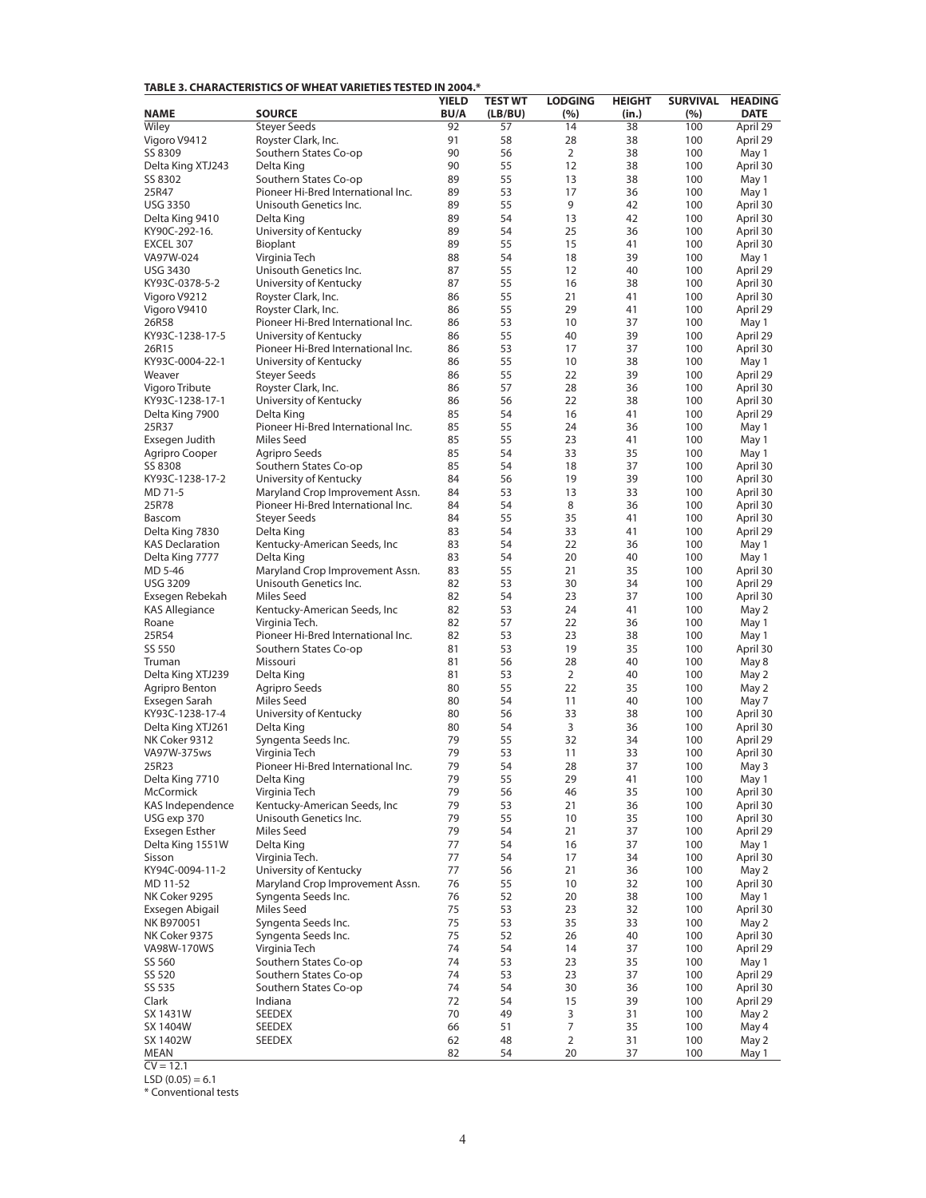**TABLE 3. CHARACTERISTICS OF WHEAT VARIETIES TESTED IN 2004.***

| NAME | SOURCE | YIELD BU/A | TEST WT (LB/BU) | LODGING (%) | HEIGHT (in.) | SURVIVAL (%) | HEADING DATE |
|---|---|---|---|---|---|---|---|
| Wiley | Steyer Seeds | 92 | 57 | 14 | 38 | 100 | April 29 |
| Vigoro V9412 | Royster Clark, Inc. | 91 | 58 | 28 | 38 | 100 | April 29 |
| SS 8309 | Southern States Co-op | 90 | 56 | 2 | 38 | 100 | May 1 |
| Delta King XTJ243 | Delta King | 90 | 55 | 12 | 38 | 100 | April 30 |
| SS 8302 | Southern States Co-op | 89 | 55 | 13 | 38 | 100 | May 1 |
| 25R47 | Pioneer Hi-Bred International Inc. | 89 | 53 | 17 | 36 | 100 | May 1 |
| USG 3350 | Unisouth Genetics Inc. | 89 | 55 | 9 | 42 | 100 | April 30 |
| Delta King 9410 | Delta King | 89 | 54 | 13 | 42 | 100 | April 30 |
| KY90C-292-16. | University of Kentucky | 89 | 54 | 25 | 36 | 100 | April 30 |
| EXCEL 307 | Bioplant | 89 | 55 | 15 | 41 | 100 | April 30 |
| VA97W-024 | Virginia Tech | 88 | 54 | 18 | 39 | 100 | May 1 |
| USG 3430 | Unisouth Genetics Inc. | 87 | 55 | 12 | 40 | 100 | April 29 |
| KY93C-0378-5-2 | University of Kentucky | 87 | 55 | 16 | 38 | 100 | April 30 |
| Vigoro V9212 | Royster Clark, Inc. | 86 | 55 | 21 | 41 | 100 | April 30 |
| Vigoro V9410 | Royster Clark, Inc. | 86 | 55 | 29 | 41 | 100 | April 29 |
| 26R58 | Pioneer Hi-Bred International Inc. | 86 | 53 | 10 | 37 | 100 | May 1 |
| KY93C-1238-17-5 | University of Kentucky | 86 | 55 | 40 | 39 | 100 | April 29 |
| 26R15 | Pioneer Hi-Bred International Inc. | 86 | 53 | 17 | 37 | 100 | April 30 |
| KY93C-0004-22-1 | University of Kentucky | 86 | 55 | 10 | 38 | 100 | May 1 |
| Weaver | Steyer Seeds | 86 | 55 | 22 | 39 | 100 | April 29 |
| Vigoro Tribute | Royster Clark, Inc. | 86 | 57 | 28 | 36 | 100 | April 30 |
| KY93C-1238-17-1 | University of Kentucky | 86 | 56 | 22 | 38 | 100 | April 30 |
| Delta King 7900 | Delta King | 85 | 54 | 16 | 41 | 100 | April 29 |
| 25R37 | Pioneer Hi-Bred International Inc. | 85 | 55 | 24 | 36 | 100 | May 1 |
| Exsegen Judith | Miles Seed | 85 | 55 | 23 | 41 | 100 | May 1 |
| Agripro Cooper | Agripro Seeds | 85 | 54 | 33 | 35 | 100 | May 1 |
| SS 8308 | Southern States Co-op | 85 | 54 | 18 | 37 | 100 | April 30 |
| KY93C-1238-17-2 | University of Kentucky | 84 | 56 | 19 | 39 | 100 | April 30 |
| MD 71-5 | Maryland Crop Improvement Assn. | 84 | 53 | 13 | 33 | 100 | April 30 |
| 25R78 | Pioneer Hi-Bred International Inc. | 84 | 54 | 8 | 36 | 100 | April 30 |
| Bascom | Steyer Seeds | 84 | 55 | 35 | 41 | 100 | April 30 |
| Delta King 7830 | Delta King | 83 | 54 | 33 | 41 | 100 | April 29 |
| KAS Declaration | Kentucky-American Seeds, Inc | 83 | 54 | 22 | 36 | 100 | May 1 |
| Delta King 7777 | Delta King | 83 | 54 | 20 | 40 | 100 | May 1 |
| MD 5-46 | Maryland Crop Improvement Assn. | 83 | 55 | 21 | 35 | 100 | April 30 |
| USG 3209 | Unisouth Genetics Inc. | 82 | 53 | 30 | 34 | 100 | April 29 |
| Exsegen Rebekah | Miles Seed | 82 | 54 | 23 | 37 | 100 | April 30 |
| KAS Allegiance | Kentucky-American Seeds, Inc | 82 | 53 | 24 | 41 | 100 | May 2 |
| Roane | Virginia Tech. | 82 | 57 | 22 | 36 | 100 | May 1 |
| 25R54 | Pioneer Hi-Bred International Inc. | 82 | 53 | 23 | 38 | 100 | May 1 |
| SS 550 | Southern States Co-op | 81 | 53 | 19 | 35 | 100 | April 30 |
| Truman | Missouri | 81 | 56 | 28 | 40 | 100 | May 8 |
| Delta King XTJ239 | Delta King | 81 | 53 | 2 | 40 | 100 | May 2 |
| Agripro Benton | Agripro Seeds | 80 | 55 | 22 | 35 | 100 | May 2 |
| Exsegen Sarah | Miles Seed | 80 | 54 | 11 | 40 | 100 | May 7 |
| KY93C-1238-17-4 | University of Kentucky | 80 | 56 | 33 | 38 | 100 | April 30 |
| Delta King XTJ261 | Delta King | 80 | 54 | 3 | 36 | 100 | April 30 |
| NK Coker 9312 | Syngenta Seeds Inc. | 79 | 55 | 32 | 34 | 100 | April 29 |
| VA97W-375ws | Virginia Tech | 79 | 53 | 11 | 33 | 100 | April 30 |
| 25R23 | Pioneer Hi-Bred International Inc. | 79 | 54 | 28 | 37 | 100 | May 3 |
| Delta King 7710 | Delta King | 79 | 55 | 29 | 41 | 100 | May 1 |
| McCormick | Virginia Tech | 79 | 56 | 46 | 35 | 100 | April 30 |
| KAS Independence | Kentucky-American Seeds, Inc | 79 | 53 | 21 | 36 | 100 | April 30 |
| USG exp 370 | Unisouth Genetics Inc. | 79 | 55 | 10 | 35 | 100 | April 30 |
| Exsegen Esther | Miles Seed | 79 | 54 | 21 | 37 | 100 | April 29 |
| Delta King 1551W | Delta King | 77 | 54 | 16 | 37 | 100 | May 1 |
| Sisson | Virginia Tech. | 77 | 54 | 17 | 34 | 100 | April 30 |
| KY94C-0094-11-2 | University of Kentucky | 77 | 56 | 21 | 36 | 100 | May 2 |
| MD 11-52 | Maryland Crop Improvement Assn. | 76 | 55 | 10 | 32 | 100 | April 30 |
| NK Coker 9295 | Syngenta Seeds Inc. | 76 | 52 | 20 | 38 | 100 | May 1 |
| Exsegen Abigail | Miles Seed | 75 | 53 | 23 | 32 | 100 | April 30 |
| NK B970051 | Syngenta Seeds Inc. | 75 | 53 | 35 | 33 | 100 | May 2 |
| NK Coker 9375 | Syngenta Seeds Inc. | 75 | 52 | 26 | 40 | 100 | April 30 |
| VA98W-170WS | Virginia Tech | 74 | 54 | 14 | 37 | 100 | April 29 |
| SS 560 | Southern States Co-op | 74 | 53 | 23 | 35 | 100 | May 1 |
| SS 520 | Southern States Co-op | 74 | 53 | 23 | 37 | 100 | April 29 |
| SS 535 | Southern States Co-op | 74 | 54 | 30 | 36 | 100 | April 30 |
| Clark | Indiana | 72 | 54 | 15 | 39 | 100 | April 29 |
| SX 1431W | SEEDEX | 70 | 49 | 3 | 31 | 100 | May 2 |
| SX 1404W | SEEDEX | 66 | 51 | 7 | 35 | 100 | May 4 |
| SX 1402W | SEEDEX | 62 | 48 | 2 | 31 | 100 | May 2 |
| MEAN | | 82 | 54 | 20 | 37 | 100 | May 1 |

CV = 12.1

LSD (0.05) = 6.1

* Conventional tests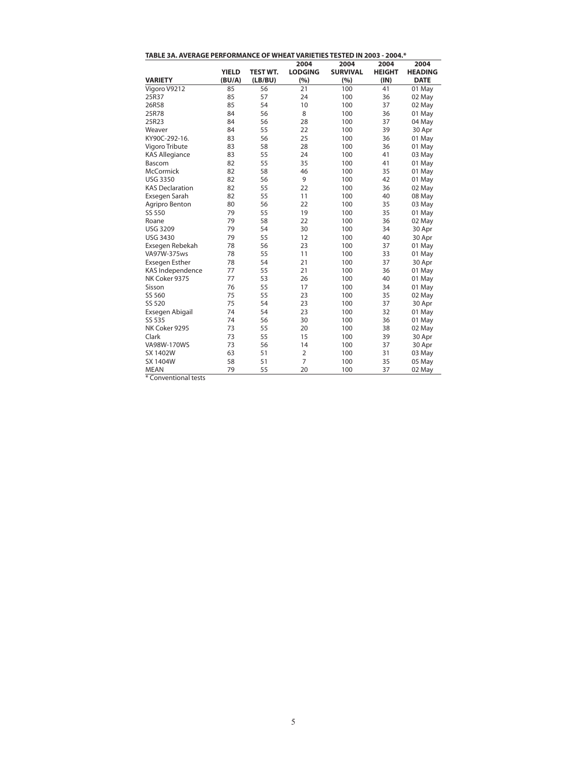**TABLE 3A. AVERAGE PERFORMANCE OF WHEAT VARIETIES TESTED IN 2003 - 2004.***

| VARIETY | YIELD (BU/A) | TEST WT. (LB/BU) | 2004 LODGING (%) | 2004 SURVIVAL (%) | 2004 HEIGHT (IN) | 2004 HEADING DATE |
|---|---|---|---|---|---|---|
| Vigoro V9212 | 85 | 56 | 21 | 100 | 41 | 01 May |
| 25R37 | 85 | 57 | 24 | 100 | 36 | 02 May |
| 26R58 | 85 | 54 | 10 | 100 | 37 | 02 May |
| 25R78 | 84 | 56 | 8 | 100 | 36 | 01 May |
| 25R23 | 84 | 56 | 28 | 100 | 37 | 04 May |
| Weaver | 84 | 55 | 22 | 100 | 39 | 30 Apr |
| KY90C-292-16. | 83 | 56 | 25 | 100 | 36 | 01 May |
| Vigoro Tribute | 83 | 58 | 28 | 100 | 36 | 01 May |
| KAS Allegiance | 83 | 55 | 24 | 100 | 41 | 03 May |
| Bascom | 82 | 55 | 35 | 100 | 41 | 01 May |
| McCormick | 82 | 58 | 46 | 100 | 35 | 01 May |
| USG 3350 | 82 | 56 | 9 | 100 | 42 | 01 May |
| KAS Declaration | 82 | 55 | 22 | 100 | 36 | 02 May |
| Exsegen Sarah | 82 | 55 | 11 | 100 | 40 | 08 May |
| Agripro Benton | 80 | 56 | 22 | 100 | 35 | 03 May |
| SS 550 | 79 | 55 | 19 | 100 | 35 | 01 May |
| Roane | 79 | 58 | 22 | 100 | 36 | 02 May |
| USG 3209 | 79 | 54 | 30 | 100 | 34 | 30 Apr |
| USG 3430 | 79 | 55 | 12 | 100 | 40 | 30 Apr |
| Exsegen Rebekah | 78 | 56 | 23 | 100 | 37 | 01 May |
| VA97W-375ws | 78 | 55 | 11 | 100 | 33 | 01 May |
| Exsegen Esther | 78 | 54 | 21 | 100 | 37 | 30 Apr |
| KAS Independence | 77 | 55 | 21 | 100 | 36 | 01 May |
| NK Coker 9375 | 77 | 53 | 26 | 100 | 40 | 01 May |
| Sisson | 76 | 55 | 17 | 100 | 34 | 01 May |
| SS 560 | 75 | 55 | 23 | 100 | 35 | 02 May |
| SS 520 | 75 | 54 | 23 | 100 | 37 | 30 Apr |
| Exsegen Abigail | 74 | 54 | 23 | 100 | 32 | 01 May |
| SS 535 | 74 | 56 | 30 | 100 | 36 | 01 May |
| NK Coker 9295 | 73 | 55 | 20 | 100 | 38 | 02 May |
| Clark | 73 | 55 | 15 | 100 | 39 | 30 Apr |
| VA98W-170WS | 73 | 56 | 14 | 100 | 37 | 30 Apr |
| SX 1402W | 63 | 51 | 2 | 100 | 31 | 03 May |
| SX 1404W | 58 | 51 | 7 | 100 | 35 | 05 May |
| MEAN | 79 | 55 | 20 | 100 | 37 | 02 May |

* Conventional tests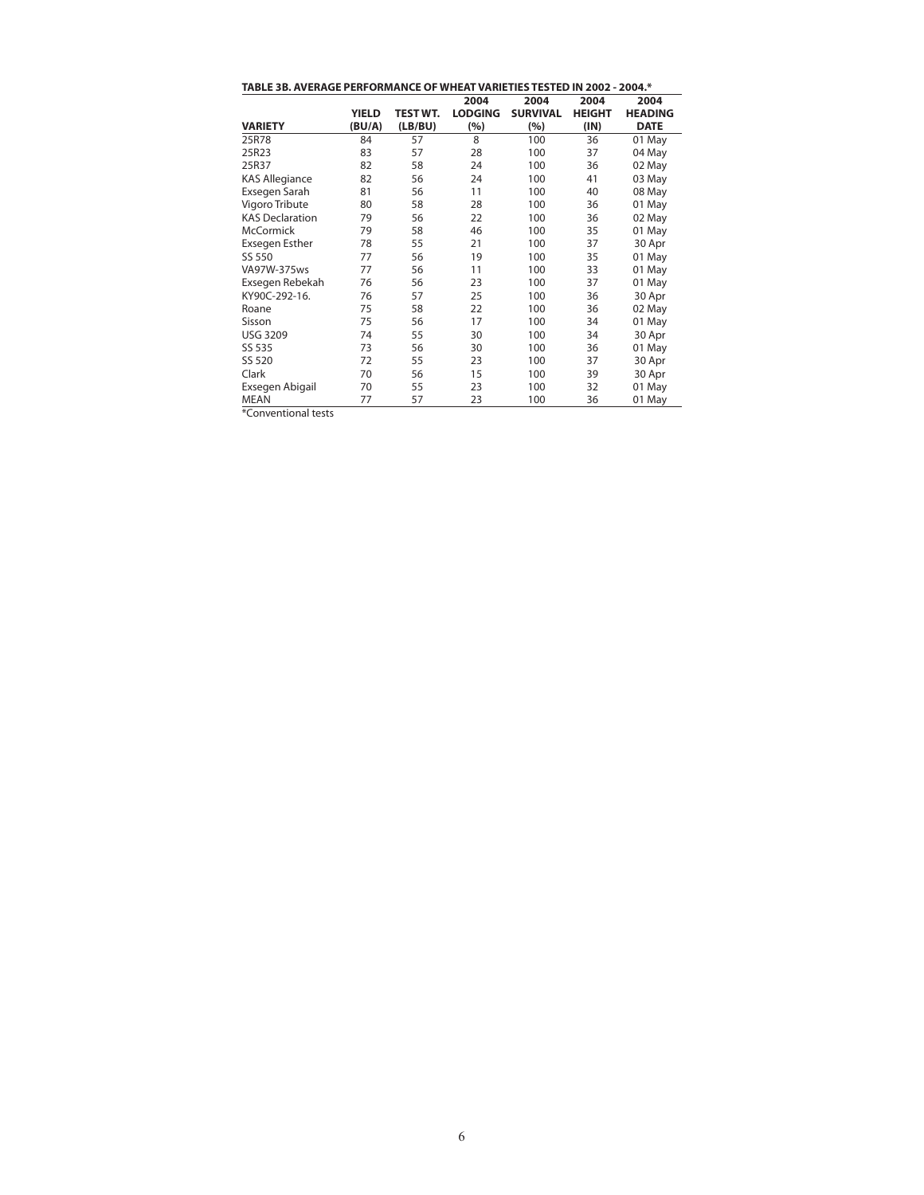**TABLE 3B. AVERAGE PERFORMANCE OF WHEAT VARIETIES TESTED IN 2002 - 2004.***

| VARIETY | YIELD (BU/A) | TEST WT. (LB/BU) | 2004 LODGING (%) | 2004 SURVIVAL (%) | 2004 HEIGHT (IN) | 2004 HEADING DATE |
|---|---|---|---|---|---|---|
| 25R78 | 84 | 57 | 8 | 100 | 36 | 01 May |
| 25R23 | 83 | 57 | 28 | 100 | 37 | 04 May |
| 25R37 | 82 | 58 | 24 | 100 | 36 | 02 May |
| KAS Allegiance | 82 | 56 | 24 | 100 | 41 | 03 May |
| Exsegen Sarah | 81 | 56 | 11 | 100 | 40 | 08 May |
| Vigoro Tribute | 80 | 58 | 28 | 100 | 36 | 01 May |
| KAS Declaration | 79 | 56 | 22 | 100 | 36 | 02 May |
| McCormick | 79 | 58 | 46 | 100 | 35 | 01 May |
| Exsegen Esther | 78 | 55 | 21 | 100 | 37 | 30 Apr |
| SS 550 | 77 | 56 | 19 | 100 | 35 | 01 May |
| VA97W-375ws | 77 | 56 | 11 | 100 | 33 | 01 May |
| Exsegen Rebekah | 76 | 56 | 23 | 100 | 37 | 01 May |
| KY90C-292-16. | 76 | 57 | 25 | 100 | 36 | 30 Apr |
| Roane | 75 | 58 | 22 | 100 | 36 | 02 May |
| Sisson | 75 | 56 | 17 | 100 | 34 | 01 May |
| USG 3209 | 74 | 55 | 30 | 100 | 34 | 30 Apr |
| SS 535 | 73 | 56 | 30 | 100 | 36 | 01 May |
| SS 520 | 72 | 55 | 23 | 100 | 37 | 30 Apr |
| Clark | 70 | 56 | 15 | 100 | 39 | 30 Apr |
| Exsegen Abigail | 70 | 55 | 23 | 100 | 32 | 01 May |
| MEAN | 77 | 57 | 23 | 100 | 36 | 01 May |

*Conventional tests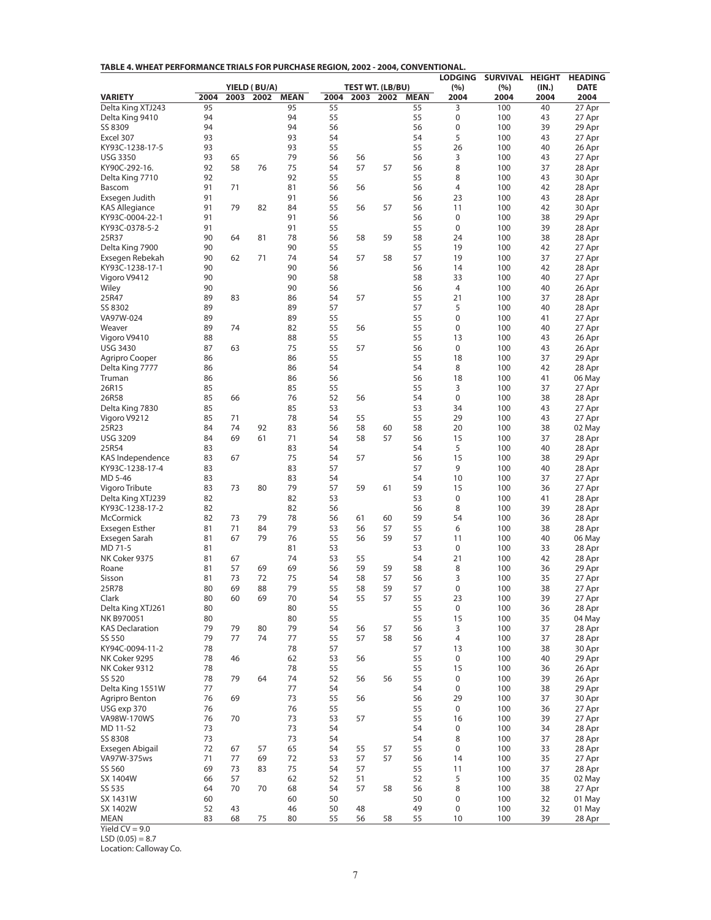**TABLE 4. WHEAT PERFORMANCE TRIALS FOR PURCHASE REGION, 2002 - 2004, CONVENTIONAL.**

| VARIETY | YIELD (BU/A) 2004 | 2003 | 2002 | MEAN | TEST WT. (LB/BU) 2004 | 2003 | 2002 | MEAN | LODGING (%) 2004 | SURVIVAL (%) 2004 | HEIGHT (IN.) 2004 | HEADING DATE 2004 |
|---|---|---|---|---|---|---|---|---|---|---|---|---|
| Delta King XTJ243 | 95 | | | 95 | 55 | | | 55 | 3 | 100 | 40 | 27 Apr |
| Delta King 9410 | 94 | | | 94 | 55 | | | 55 | 0 | 100 | 43 | 27 Apr |
| SS 8309 | 94 | | | 94 | 56 | | | 56 | 0 | 100 | 39 | 29 Apr |
| Excel 307 | 93 | | | 93 | 54 | | | 54 | 5 | 100 | 43 | 27 Apr |
| KY93C-1238-17-5 | 93 | | | 93 | 55 | | | 55 | 26 | 100 | 40 | 26 Apr |
| USG 3350 | 93 | 65 | | 79 | 56 | 56 | | 56 | 3 | 100 | 43 | 27 Apr |
| KY90C-292-16. | 92 | 58 | 76 | 75 | 54 | 57 | 57 | 56 | 8 | 100 | 37 | 28 Apr |
| Delta King 7710 | 92 | | | 92 | 55 | | | 55 | 8 | 100 | 43 | 30 Apr |
| Bascom | 91 | 71 | | 81 | 56 | 56 | | 56 | 4 | 100 | 42 | 28 Apr |
| Exsegen Judith | 91 | | | 91 | 56 | | | 56 | 23 | 100 | 43 | 28 Apr |
| KAS Allegiance | 91 | 79 | 82 | 84 | 55 | 56 | 57 | 56 | 11 | 100 | 42 | 30 Apr |
| KY93C-0004-22-1 | 91 | | | 91 | 56 | | | 56 | 0 | 100 | 38 | 29 Apr |
| KY93C-0378-5-2 | 91 | | | 91 | 55 | | | 55 | 0 | 100 | 39 | 28 Apr |
| 25R37 | 90 | 64 | 81 | 78 | 56 | 58 | 59 | 58 | 24 | 100 | 38 | 28 Apr |
| Delta King 7900 | 90 | | | 90 | 55 | | | 55 | 19 | 100 | 42 | 27 Apr |
| Exsegen Rebekah | 90 | 62 | 71 | 74 | 54 | 57 | 58 | 57 | 19 | 100 | 37 | 27 Apr |
| KY93C-1238-17-1 | 90 | | | 90 | 56 | | | 56 | 14 | 100 | 42 | 28 Apr |
| Vigoro V9412 | 90 | | | 90 | 58 | | | 58 | 33 | 100 | 40 | 27 Apr |
| Wiley | 90 | | | 90 | 56 | | | 56 | 4 | 100 | 40 | 26 Apr |
| 25R47 | 89 | 83 | | 86 | 54 | 57 | | 55 | 21 | 100 | 37 | 28 Apr |
| SS 8302 | 89 | | | 89 | 57 | | | 57 | 5 | 100 | 40 | 28 Apr |
| VA97W-024 | 89 | | | 89 | 55 | | | 55 | 0 | 100 | 41 | 27 Apr |
| Weaver | 89 | 74 | | 82 | 55 | 56 | | 55 | 0 | 100 | 40 | 27 Apr |
| Vigoro V9410 | 88 | | | 88 | 55 | | | 55 | 13 | 100 | 43 | 26 Apr |
| USG 3430 | 87 | 63 | | 75 | 55 | 57 | | 56 | 0 | 100 | 43 | 26 Apr |
| Agripro Cooper | 86 | | | 86 | 55 | | | 55 | 18 | 100 | 37 | 29 Apr |
| Delta King 7777 | 86 | | | 86 | 54 | | | 54 | 8 | 100 | 42 | 28 Apr |
| Truman | 86 | | | 86 | 56 | | | 56 | 18 | 100 | 41 | 06 May |
| 26R15 | 85 | | | 85 | 55 | | | 55 | 3 | 100 | 37 | 27 Apr |
| 26R58 | 85 | 66 | | 76 | 52 | 56 | | 54 | 0 | 100 | 38 | 28 Apr |
| Delta King 7830 | 85 | | | 85 | 53 | | | 53 | 34 | 100 | 43 | 27 Apr |
| Vigoro V9212 | 85 | 71 | | 78 | 54 | 55 | | 55 | 29 | 100 | 43 | 27 Apr |
| 25R23 | 84 | 74 | 92 | 83 | 56 | 58 | 60 | 58 | 20 | 100 | 38 | 02 May |
| USG 3209 | 84 | 69 | 61 | 71 | 54 | 58 | 57 | 56 | 15 | 100 | 37 | 28 Apr |
| 25R54 | 83 | | | 83 | 54 | | | 54 | 5 | 100 | 40 | 28 Apr |
| KAS Independence | 83 | 67 | | 75 | 54 | 57 | | 56 | 15 | 100 | 38 | 29 Apr |
| KY93C-1238-17-4 | 83 | | | 83 | 57 | | | 57 | 9 | 100 | 40 | 28 Apr |
| MD 5-46 | 83 | | | 83 | 54 | | | 54 | 10 | 100 | 37 | 27 Apr |
| Vigoro Tribute | 83 | 73 | 80 | 79 | 57 | 59 | 61 | 59 | 15 | 100 | 36 | 27 Apr |
| Delta King XTJ239 | 82 | | | 82 | 53 | | | 53 | 0 | 100 | 41 | 28 Apr |
| KY93C-1238-17-2 | 82 | | | 82 | 56 | | | 56 | 8 | 100 | 39 | 28 Apr |
| McCormick | 82 | 73 | 79 | 78 | 56 | 61 | 60 | 59 | 54 | 100 | 36 | 28 Apr |
| Exsegen Esther | 81 | 71 | 84 | 79 | 53 | 56 | 57 | 55 | 6 | 100 | 38 | 28 Apr |
| Exsegen Sarah | 81 | 67 | 79 | 76 | 55 | 56 | 59 | 57 | 11 | 100 | 40 | 06 May |
| MD 71-5 | 81 | | | 81 | 53 | | | 53 | 0 | 100 | 33 | 28 Apr |
| NK Coker 9375 | 81 | 67 | | 74 | 53 | 55 | | 54 | 21 | 100 | 42 | 28 Apr |
| Roane | 81 | 57 | 69 | 69 | 56 | 59 | 59 | 58 | 8 | 100 | 36 | 29 Apr |
| Sisson | 81 | 73 | 72 | 75 | 54 | 58 | 57 | 56 | 3 | 100 | 35 | 27 Apr |
| 25R78 | 80 | 69 | 88 | 79 | 55 | 58 | 59 | 57 | 0 | 100 | 38 | 27 Apr |
| Clark | 80 | 60 | 69 | 70 | 54 | 55 | 57 | 55 | 23 | 100 | 39 | 27 Apr |
| Delta King XTJ261 | 80 | | | 80 | 55 | | | 55 | 0 | 100 | 36 | 28 Apr |
| NK B970051 | 80 | | | 80 | 55 | | | 55 | 15 | 100 | 35 | 04 May |
| KAS Declaration | 79 | 79 | 80 | 79 | 54 | 56 | 57 | 56 | 3 | 100 | 37 | 28 Apr |
| SS 550 | 79 | 77 | 74 | 77 | 55 | 57 | 58 | 56 | 4 | 100 | 37 | 28 Apr |
| KY94C-0094-11-2 | 78 | | | 78 | 57 | | | 57 | 13 | 100 | 38 | 30 Apr |
| NK Coker 9295 | 78 | 46 | | 62 | 53 | 56 | | 55 | 0 | 100 | 40 | 29 Apr |
| NK Coker 9312 | 78 | | | 78 | 55 | | | 55 | 15 | 100 | 36 | 26 Apr |
| SS 520 | 78 | 79 | 64 | 74 | 52 | 56 | 56 | 55 | 0 | 100 | 39 | 26 Apr |
| Delta King 1551W | 77 | | | 77 | 54 | | | 54 | 0 | 100 | 38 | 29 Apr |
| Agripro Benton | 76 | 69 | | 73 | 55 | 56 | | 56 | 29 | 100 | 37 | 30 Apr |
| USG exp 370 | 76 | | | 76 | 55 | | | 55 | 0 | 100 | 36 | 27 Apr |
| VA98W-170WS | 76 | 70 | | 73 | 53 | 57 | | 55 | 16 | 100 | 39 | 27 Apr |
| MD 11-52 | 73 | | | 73 | 54 | | | 54 | 0 | 100 | 34 | 28 Apr |
| SS 8308 | 73 | | | 73 | 54 | | | 54 | 8 | 100 | 37 | 28 Apr |
| Exsegen Abigail | 72 | 67 | 57 | 65 | 54 | 55 | 57 | 55 | 0 | 100 | 33 | 28 Apr |
| VA97W-375ws | 71 | 77 | 69 | 72 | 53 | 57 | 57 | 56 | 14 | 100 | 35 | 27 Apr |
| SS 560 | 69 | 73 | 83 | 75 | 54 | 57 | | 55 | 11 | 100 | 37 | 28 Apr |
| SX 1404W | 66 | 57 | | 62 | 52 | 51 | | 52 | 5 | 100 | 35 | 02 May |
| SS 535 | 64 | 70 | 70 | 68 | 54 | 57 | 58 | 56 | 8 | 100 | 38 | 27 Apr |
| SX 1431W | 60 | | | 60 | 50 | | | 50 | 0 | 100 | 32 | 01 May |
| SX 1402W | 52 | 43 | | 46 | 50 | 48 | | 49 | 0 | 100 | 32 | 01 May |
| MEAN | 83 | 68 | 75 | 80 | 55 | 56 | 58 | 55 | 10 | 100 | 39 | 28 Apr |

Yield CV = 9.0

LSD (0.05) = 8.7

Location: Calloway Co.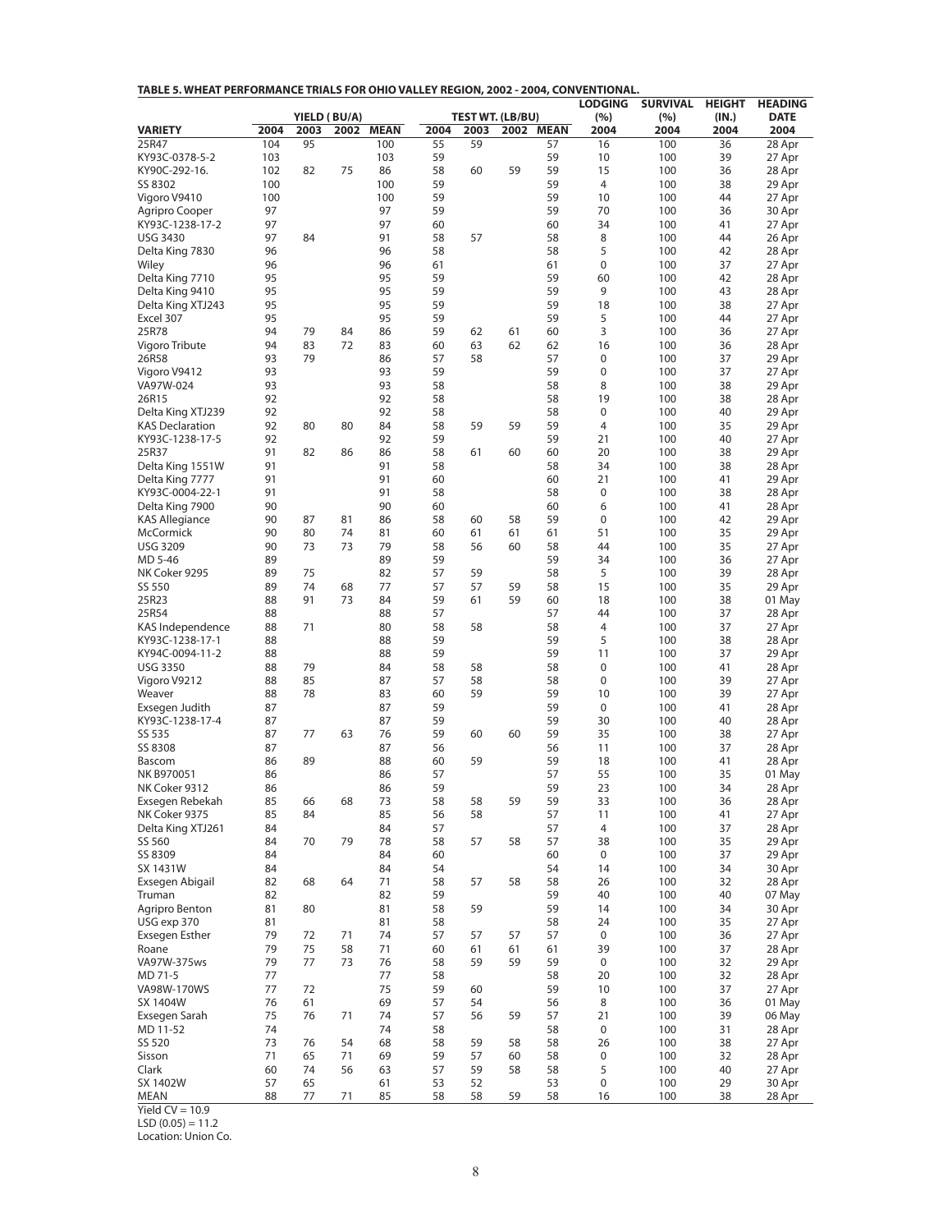**TABLE 5. WHEAT PERFORMANCE TRIALS FOR OHIO VALLEY REGION, 2002 - 2004, CONVENTIONAL.**

| | YIELD ( BU/A) | | | | TEST WT. (LB/BU) | | | | LODGING (%) | SURVIVAL (%) | HEIGHT (IN.) | HEADING DATE |
|---|---|---|---|---|---|---|---|---|---|---|---|---|
| VARIETY | 2004 | 2003 | 2002 | MEAN | 2004 | 2003 | 2002 | MEAN | 2004 | 2004 | 2004 | 2004 |
| 25R47 | 104 | 95 | | 100 | 55 | 59 | | 57 | 16 | 100 | 36 | 28 Apr |
| KY93C-0378-5-2 | 103 | | | 103 | 59 | | | 59 | 10 | 100 | 39 | 27 Apr |
| KY90C-292-16. | 102 | 82 | 75 | 86 | 58 | 60 | 59 | 59 | 15 | 100 | 36 | 28 Apr |
| SS 8302 | 100 | | | 100 | 59 | | | 59 | 4 | 100 | 38 | 29 Apr |
| Vigoro V9410 | 100 | | | 100 | 59 | | | 59 | 10 | 100 | 44 | 27 Apr |
| Agripro Cooper | 97 | | | 97 | 59 | | | 59 | 70 | 100 | 36 | 30 Apr |
| KY93C-1238-17-2 | 97 | | | 97 | 60 | | | 60 | 34 | 100 | 41 | 27 Apr |
| USG 3430 | 97 | 84 | | 91 | 58 | 57 | | 58 | 8 | 100 | 44 | 26 Apr |
| Delta King 7830 | 96 | | | 96 | 58 | | | 58 | 5 | 100 | 42 | 28 Apr |
| Wiley | 96 | | | 96 | 61 | | | 61 | 0 | 100 | 37 | 27 Apr |
| Delta King 7710 | 95 | | | 95 | 59 | | | 59 | 60 | 100 | 42 | 28 Apr |
| Delta King 9410 | 95 | | | 95 | 59 | | | 59 | 9 | 100 | 43 | 28 Apr |
| Delta King XTJ243 | 95 | | | 95 | 59 | | | 59 | 18 | 100 | 38 | 27 Apr |
| Excel 307 | 95 | | | 95 | 59 | | | 59 | 5 | 100 | 44 | 27 Apr |
| 25R78 | 94 | 79 | 84 | 86 | 59 | 62 | 61 | 60 | 3 | 100 | 36 | 27 Apr |
| Vigoro Tribute | 94 | 83 | 72 | 83 | 60 | 63 | 62 | 62 | 16 | 100 | 36 | 28 Apr |
| 26R58 | 93 | 79 | | 86 | 57 | 58 | | 57 | 0 | 100 | 37 | 29 Apr |
| Vigoro V9412 | 93 | | | 93 | 59 | | | 59 | 0 | 100 | 37 | 27 Apr |
| VA97W-024 | 93 | | | 93 | 58 | | | 58 | 8 | 100 | 38 | 29 Apr |
| 26R15 | 92 | | | 92 | 58 | | | 58 | 19 | 100 | 38 | 28 Apr |
| Delta King XTJ239 | 92 | | | 92 | 58 | | | 58 | 0 | 100 | 40 | 29 Apr |
| KAS Declaration | 92 | 80 | 80 | 84 | 58 | 59 | 59 | 59 | 4 | 100 | 35 | 29 Apr |
| KY93C-1238-17-5 | 92 | | | 92 | 59 | | | 59 | 21 | 100 | 40 | 27 Apr |
| 25R37 | 91 | 82 | 86 | 86 | 58 | 61 | 60 | 60 | 20 | 100 | 38 | 29 Apr |
| Delta King 1551W | 91 | | | 91 | 58 | | | 58 | 34 | 100 | 38 | 28 Apr |
| Delta King 7777 | 91 | | | 91 | 60 | | | 60 | 21 | 100 | 41 | 29 Apr |
| KY93C-0004-22-1 | 91 | | | 91 | 58 | | | 58 | 0 | 100 | 38 | 28 Apr |
| Delta King 7900 | 90 | | | 90 | 60 | | | 60 | 6 | 100 | 41 | 28 Apr |
| KAS Allegiance | 90 | 87 | 81 | 86 | 58 | 60 | 58 | 59 | 0 | 100 | 42 | 29 Apr |
| McCormick | 90 | 80 | 74 | 81 | 60 | 61 | 61 | 61 | 51 | 100 | 35 | 29 Apr |
| USG 3209 | 90 | 73 | 73 | 79 | 58 | 56 | 60 | 58 | 44 | 100 | 35 | 27 Apr |
| MD 5-46 | 89 | | | 89 | 59 | | | 59 | 34 | 100 | 36 | 27 Apr |
| NK Coker 9295 | 89 | 75 | | 82 | 57 | 59 | | 58 | 5 | 100 | 39 | 28 Apr |
| SS 550 | 89 | 74 | 68 | 77 | 57 | 57 | 59 | 58 | 15 | 100 | 35 | 29 Apr |
| 25R23 | 88 | 91 | 73 | 84 | 59 | 61 | 59 | 60 | 18 | 100 | 38 | 01 May |
| 25R54 | 88 | | | 88 | 57 | | | 57 | 44 | 100 | 37 | 28 Apr |
| KAS Independence | 88 | 71 | | 80 | 58 | 58 | | 58 | 4 | 100 | 37 | 27 Apr |
| KY93C-1238-17-1 | 88 | | | 88 | 59 | | | 59 | 5 | 100 | 38 | 28 Apr |
| KY94C-0094-11-2 | 88 | | | 88 | 59 | | | 59 | 11 | 100 | 37 | 29 Apr |
| USG 3350 | 88 | 79 | | 84 | 58 | 58 | | 58 | 0 | 100 | 41 | 28 Apr |
| Vigoro V9212 | 88 | 85 | | 87 | 57 | 58 | | 58 | 0 | 100 | 39 | 27 Apr |
| Weaver | 88 | 78 | | 83 | 60 | 59 | | 59 | 10 | 100 | 39 | 27 Apr |
| Exsegen Judith | 87 | | | 87 | 59 | | | 59 | 0 | 100 | 41 | 28 Apr |
| KY93C-1238-17-4 | 87 | | | 87 | 59 | | | 59 | 30 | 100 | 40 | 28 Apr |
| SS 535 | 87 | 77 | 63 | 76 | 59 | 60 | 60 | 59 | 35 | 100 | 38 | 27 Apr |
| SS 8308 | 87 | | | 87 | 56 | | | 56 | 11 | 100 | 37 | 28 Apr |
| Bascom | 86 | 89 | | 88 | 60 | 59 | | 59 | 18 | 100 | 41 | 28 Apr |
| NK B970051 | 86 | | | 86 | 57 | | | 57 | 55 | 100 | 35 | 01 May |
| NK Coker 9312 | 86 | | | 86 | 59 | | | 59 | 23 | 100 | 34 | 28 Apr |
| Exsegen Rebekah | 85 | 66 | 68 | 73 | 58 | 58 | 59 | 59 | 33 | 100 | 36 | 28 Apr |
| NK Coker 9375 | 85 | 84 | | 85 | 56 | 58 | | 57 | 11 | 100 | 41 | 27 Apr |
| Delta King XTJ261 | 84 | | | 84 | 57 | | | 57 | 4 | 100 | 37 | 28 Apr |
| SS 560 | 84 | 70 | 79 | 78 | 58 | 57 | 58 | 57 | 38 | 100 | 35 | 29 Apr |
| SS 8309 | 84 | | | 84 | 60 | | | 60 | 0 | 100 | 37 | 29 Apr |
| SX 1431W | 84 | | | 84 | 54 | | | 54 | 14 | 100 | 34 | 30 Apr |
| Exsegen Abigail | 82 | 68 | 64 | 71 | 58 | 57 | 58 | 58 | 26 | 100 | 32 | 28 Apr |
| Truman | 82 | | | 82 | 59 | | | 59 | 40 | 100 | 40 | 07 May |
| Agripro Benton | 81 | 80 | | 81 | 58 | 59 | | 59 | 14 | 100 | 34 | 30 Apr |
| USG exp 370 | 81 | | | 81 | 58 | | | 58 | 24 | 100 | 35 | 27 Apr |
| Exsegen Esther | 79 | 72 | 71 | 74 | 57 | 57 | 57 | 57 | 0 | 100 | 36 | 27 Apr |
| Roane | 79 | 75 | 58 | 71 | 60 | 61 | 61 | 61 | 39 | 100 | 37 | 28 Apr |
| VA97W-375ws | 79 | 77 | 73 | 76 | 58 | 59 | 59 | 59 | 0 | 100 | 32 | 29 Apr |
| MD 71-5 | 77 | | | 77 | 58 | | | 58 | 20 | 100 | 32 | 28 Apr |
| VA98W-170WS | 77 | 72 | | 75 | 59 | 60 | | 59 | 10 | 100 | 37 | 27 Apr |
| SX 1404W | 76 | 61 | | 69 | 57 | 54 | | 56 | 8 | 100 | 36 | 01 May |
| Exsegen Sarah | 75 | 76 | 71 | 74 | 57 | 56 | 59 | 57 | 21 | 100 | 39 | 06 May |
| MD 11-52 | 74 | | | 74 | 58 | | | 58 | 0 | 100 | 31 | 28 Apr |
| SS 520 | 73 | 76 | 54 | 68 | 58 | 59 | 58 | 58 | 26 | 100 | 38 | 27 Apr |
| Sisson | 71 | 65 | 71 | 69 | 59 | 57 | 60 | 58 | 0 | 100 | 32 | 28 Apr |
| Clark | 60 | 74 | 56 | 63 | 57 | 59 | 58 | 58 | 5 | 100 | 40 | 27 Apr |
| SX 1402W | 57 | 65 | | 61 | 53 | 52 | | 53 | 0 | 100 | 29 | 30 Apr |
| MEAN | 88 | 77 | 71 | 85 | 58 | 58 | 59 | 58 | 16 | 100 | 38 | 28 Apr |

Yield CV = 10.9
LSD (0.05) = 11.2
Location: Union Co.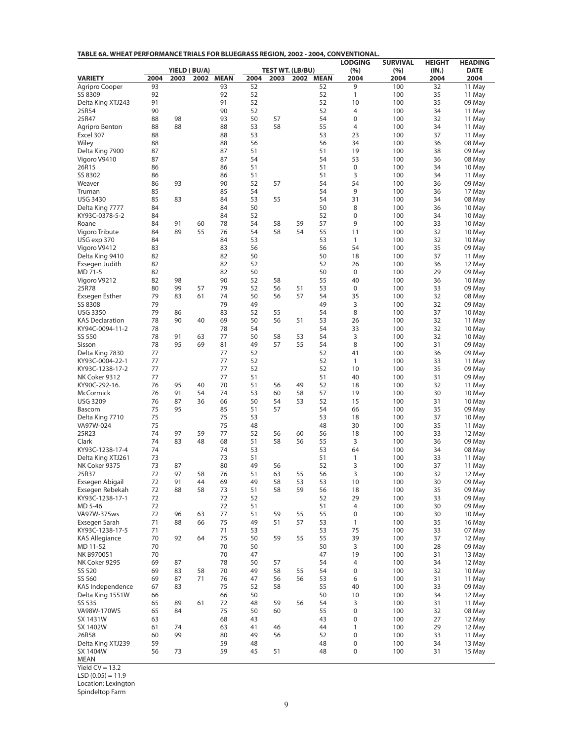**TABLE 6A. WHEAT PERFORMANCE TRIALS FOR BLUEGRASS REGION, 2002 - 2004, CONVENTIONAL.**

| | YIELD (BU/A) | | | | TEST WT. (LB/BU) | | | | LODGING (%) | SURVIVAL (%) | HEIGHT (IN.) | HEADING DATE |
|---|---|---|---|---|---|---|---|---|---|---|---|---|
| VARIETY | 2004 | 2003 | 2002 | MEAN | 2004 | 2003 | 2002 | MEAN | 2004 | 2004 | 2004 | 2004 |
| Agripro Cooper | 93 | | | 93 | 52 | | | 52 | 9 | 100 | 32 | 11 May |
| SS 8309 | 92 | | | 92 | 52 | | | 52 | 1 | 100 | 35 | 11 May |
| Delta King XTJ243 | 91 | | | 91 | 52 | | | 52 | 10 | 100 | 35 | 09 May |
| 25R54 | 90 | | | 90 | 52 | | | 52 | 4 | 100 | 34 | 11 May |
| 25R47 | 88 | 98 | | 93 | 50 | 57 | | 54 | 0 | 100 | 32 | 11 May |
| Agripro Benton | 88 | 88 | | 88 | 53 | 58 | | 55 | 4 | 100 | 34 | 11 May |
| Excel 307 | 88 | | | 88 | 53 | | | 53 | 23 | 100 | 37 | 11 May |
| Wiley | 88 | | | 88 | 56 | | | 56 | 34 | 100 | 36 | 08 May |
| Delta King 7900 | 87 | | | 87 | 51 | | | 51 | 19 | 100 | 38 | 09 May |
| Vigoro V9410 | 87 | | | 87 | 54 | | | 54 | 53 | 100 | 36 | 08 May |
| 26R15 | 86 | | | 86 | 51 | | | 51 | 0 | 100 | 34 | 10 May |
| SS 8302 | 86 | | | 86 | 51 | | | 51 | 3 | 100 | 34 | 11 May |
| Weaver | 86 | 93 | | 90 | 52 | 57 | | 54 | 54 | 100 | 36 | 09 May |
| Truman | 85 | | | 85 | 54 | | | 54 | 9 | 100 | 36 | 17 May |
| USG 3430 | 85 | 83 | | 84 | 53 | 55 | | 54 | 31 | 100 | 34 | 08 May |
| Delta King 7777 | 84 | | | 84 | 50 | | | 50 | 8 | 100 | 36 | 10 May |
| KY93C-0378-5-2 | 84 | | | 84 | 52 | | | 52 | 0 | 100 | 34 | 10 May |
| Roane | 84 | 91 | 60 | 78 | 54 | 58 | 59 | 57 | 9 | 100 | 33 | 10 May |
| Vigoro Tribute | 84 | 89 | 55 | 76 | 54 | 58 | 54 | 55 | 11 | 100 | 32 | 10 May |
| USG exp 370 | 84 | | | 84 | 53 | | | 53 | 1 | 100 | 32 | 10 May |
| Vigoro V9412 | 83 | | | 83 | 56 | | | 56 | 54 | 100 | 35 | 09 May |
| Delta King 9410 | 82 | | | 82 | 50 | | | 50 | 18 | 100 | 37 | 11 May |
| Exsegen Judith | 82 | | | 82 | 52 | | | 52 | 26 | 100 | 36 | 12 May |
| MD 71-5 | 82 | | | 82 | 50 | | | 50 | 0 | 100 | 29 | 09 May |
| Vigoro V9212 | 82 | 98 | | 90 | 52 | 58 | | 55 | 40 | 100 | 36 | 10 May |
| 25R78 | 80 | 99 | 57 | 79 | 52 | 56 | 51 | 53 | 0 | 100 | 33 | 09 May |
| Exsegen Esther | 79 | 83 | 61 | 74 | 50 | 56 | 57 | 54 | 35 | 100 | 32 | 08 May |
| SS 8308 | 79 | | | 79 | 49 | | | 49 | 3 | 100 | 32 | 09 May |
| USG 3350 | 79 | 86 | | 83 | 52 | 55 | | 54 | 8 | 100 | 37 | 10 May |
| KAS Declaration | 78 | 90 | 40 | 69 | 50 | 56 | 51 | 53 | 26 | 100 | 32 | 11 May |
| KY94C-0094-11-2 | 78 | | | 78 | 54 | | | 54 | 33 | 100 | 32 | 10 May |
| SS 550 | 78 | 91 | 63 | 77 | 50 | 58 | 53 | 54 | 3 | 100 | 32 | 10 May |
| Sisson | 78 | 95 | 69 | 81 | 49 | 57 | 55 | 54 | 8 | 100 | 31 | 09 May |
| Delta King 7830 | 77 | | | 77 | 52 | | | 52 | 41 | 100 | 36 | 09 May |
| KY93C-0004-22-1 | 77 | | | 77 | 52 | | | 52 | 1 | 100 | 33 | 11 May |
| KY93C-1238-17-2 | 77 | | | 77 | 52 | | | 52 | 10 | 100 | 35 | 09 May |
| NK Coker 9312 | 77 | | | 77 | 51 | | | 51 | 40 | 100 | 31 | 09 May |
| KY90C-292-16. | 76 | 95 | 40 | 70 | 51 | 56 | 49 | 52 | 18 | 100 | 32 | 11 May |
| McCormick | 76 | 91 | 54 | 74 | 53 | 60 | 58 | 57 | 19 | 100 | 30 | 10 May |
| USG 3209 | 76 | 87 | 36 | 66 | 50 | 54 | 53 | 52 | 15 | 100 | 31 | 10 May |
| Bascom | 75 | 95 | | 85 | 51 | 57 | | 54 | 66 | 100 | 35 | 09 May |
| Delta King 7710 | 75 | | | 75 | 53 | | | 53 | 18 | 100 | 37 | 10 May |
| VA97W-024 | 75 | | | 75 | 48 | | | 48 | 30 | 100 | 35 | 11 May |
| 25R23 | 74 | 97 | 59 | 77 | 52 | 56 | 60 | 56 | 18 | 100 | 33 | 12 May |
| Clark | 74 | 83 | 48 | 68 | 51 | 58 | 56 | 55 | 3 | 100 | 36 | 09 May |
| KY93C-1238-17-4 | 74 | | | 74 | 53 | | | 53 | 64 | 100 | 34 | 08 May |
| Delta King XTJ261 | 73 | | | 73 | 51 | | | 51 | 1 | 100 | 33 | 11 May |
| NK Coker 9375 | 73 | 87 | | 80 | 49 | 56 | | 52 | 3 | 100 | 37 | 11 May |
| 25R37 | 72 | 97 | 58 | 76 | 51 | 63 | 55 | 56 | 3 | 100 | 32 | 12 May |
| Exsegen Abigail | 72 | 91 | 44 | 69 | 49 | 58 | 53 | 53 | 10 | 100 | 30 | 09 May |
| Exsegen Rebekah | 72 | 88 | 58 | 73 | 51 | 58 | 59 | 56 | 18 | 100 | 35 | 09 May |
| KY93C-1238-17-1 | 72 | | | 72 | 52 | | | 52 | 29 | 100 | 33 | 09 May |
| MD 5-46 | 72 | | | 72 | 51 | | | 51 | 4 | 100 | 30 | 09 May |
| VA97W-375ws | 72 | 96 | 63 | 77 | 51 | 59 | 55 | 55 | 0 | 100 | 30 | 10 May |
| Exsegen Sarah | 71 | 88 | 66 | 75 | 49 | 51 | 57 | 53 | 1 | 100 | 35 | 16 May |
| KY93C-1238-17-5 | 71 | | | 71 | 53 | | | 53 | 75 | 100 | 33 | 07 May |
| KAS Allegiance | 70 | 92 | 64 | 75 | 50 | 59 | 55 | 55 | 39 | 100 | 37 | 12 May |
| MD 11-52 | 70 | | | 70 | 50 | | | 50 | 3 | 100 | 28 | 09 May |
| NK B970051 | 70 | | | 70 | 47 | | | 47 | 19 | 100 | 31 | 13 May |
| NK Coker 9295 | 69 | 87 | | 78 | 50 | 57 | | 54 | 4 | 100 | 34 | 12 May |
| SS 520 | 69 | 83 | 58 | 70 | 49 | 58 | 55 | 54 | 0 | 100 | 32 | 10 May |
| SS 560 | 69 | 87 | 71 | 76 | 47 | 56 | 56 | 53 | 6 | 100 | 31 | 11 May |
| KAS Independence | 67 | 83 | | 75 | 52 | 58 | | 55 | 40 | 100 | 33 | 09 May |
| Delta King 1551W | 66 | | | 66 | 50 | | | 50 | 10 | 100 | 34 | 12 May |
| SS 535 | 65 | 89 | 61 | 72 | 48 | 59 | 56 | 54 | 3 | 100 | 31 | 11 May |
| VA98W-170WS | 65 | 84 | | 75 | 50 | 60 | | 55 | 0 | 100 | 32 | 08 May |
| SX 1431W | 63 | | | 68 | 43 | | | 43 | 0 | 100 | 27 | 12 May |
| SX 1402W | 61 | 74 | | 63 | 41 | 46 | | 44 | 1 | 100 | 29 | 12 May |
| 26R58 | 60 | 99 | | 80 | 49 | 56 | | 52 | 0 | 100 | 33 | 11 May |
| Delta King XTJ239 | 59 | | | 59 | 48 | | | 48 | 0 | 100 | 34 | 13 May |
| SX 1404W | 56 | 73 | | 59 | 45 | 51 | | 48 | 0 | 100 | 31 | 15 May |
| MEAN | | | | | | | | | | | | |

Yield CV = 13.2
LSD (0.05) = 11.9
Location: Lexington
Spindeltop Farm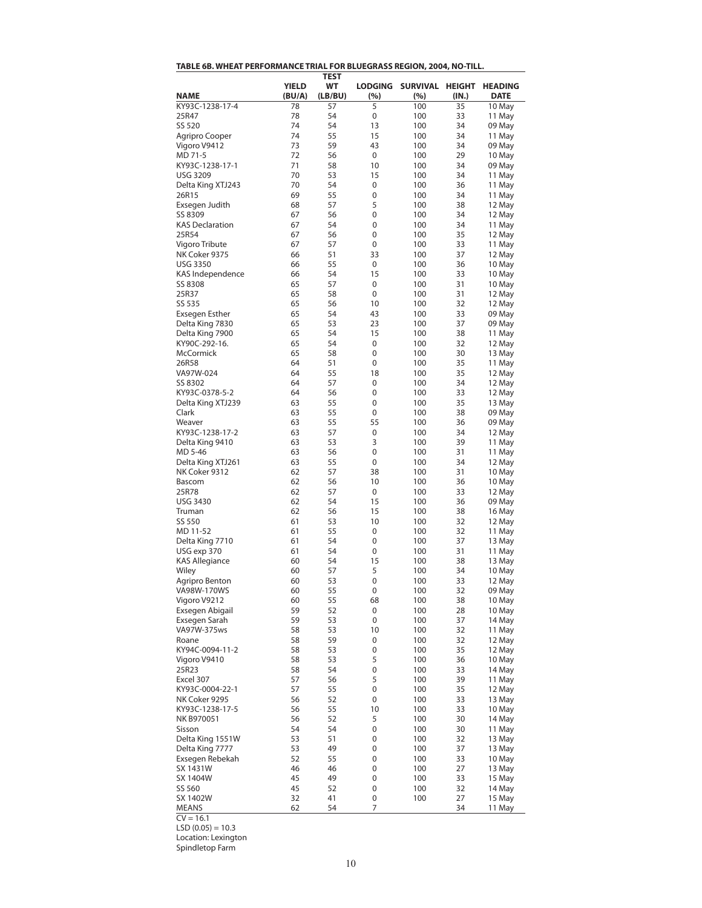**TABLE 6B. WHEAT PERFORMANCE TRIAL FOR BLUEGRASS REGION, 2004, NO-TILL.**

| NAME | YIELD (BU/A) | TEST WT (LB/BU) | LODGING (%) | SURVIVAL (%) | HEIGHT (IN.) | HEADING DATE |
|---|---|---|---|---|---|---|
| KY93C-1238-17-4 | 78 | 57 | 5 | 100 | 35 | 10 May |
| 25R47 | 78 | 54 | 0 | 100 | 33 | 11 May |
| SS 520 | 74 | 54 | 13 | 100 | 34 | 09 May |
| Agripro Cooper | 74 | 55 | 15 | 100 | 34 | 11 May |
| Vigoro V9412 | 73 | 59 | 43 | 100 | 34 | 09 May |
| MD 71-5 | 72 | 56 | 0 | 100 | 29 | 10 May |
| KY93C-1238-17-1 | 71 | 58 | 10 | 100 | 34 | 09 May |
| USG 3209 | 70 | 53 | 15 | 100 | 34 | 11 May |
| Delta King XTJ243 | 70 | 54 | 0 | 100 | 36 | 11 May |
| 26R15 | 69 | 55 | 0 | 100 | 34 | 11 May |
| Exsegen Judith | 68 | 57 | 5 | 100 | 38 | 12 May |
| SS 8309 | 67 | 56 | 0 | 100 | 34 | 12 May |
| KAS Declaration | 67 | 54 | 0 | 100 | 34 | 11 May |
| 25R54 | 67 | 56 | 0 | 100 | 35 | 12 May |
| Vigoro Tribute | 67 | 57 | 0 | 100 | 33 | 11 May |
| NK Coker 9375 | 66 | 51 | 33 | 100 | 37 | 12 May |
| USG 3350 | 66 | 55 | 0 | 100 | 36 | 10 May |
| KAS Independence | 66 | 54 | 15 | 100 | 33 | 10 May |
| SS 8308 | 65 | 57 | 0 | 100 | 31 | 10 May |
| 25R37 | 65 | 58 | 0 | 100 | 31 | 12 May |
| SS 535 | 65 | 56 | 10 | 100 | 32 | 12 May |
| Exsegen Esther | 65 | 54 | 43 | 100 | 33 | 09 May |
| Delta King 7830 | 65 | 53 | 23 | 100 | 37 | 09 May |
| Delta King 7900 | 65 | 54 | 15 | 100 | 38 | 11 May |
| KY90C-292-16. | 65 | 54 | 0 | 100 | 32 | 12 May |
| McCormick | 65 | 58 | 0 | 100 | 30 | 13 May |
| 26R58 | 64 | 51 | 0 | 100 | 35 | 11 May |
| VA97W-024 | 64 | 55 | 18 | 100 | 35 | 12 May |
| SS 8302 | 64 | 57 | 0 | 100 | 34 | 12 May |
| KY93C-0378-5-2 | 64 | 56 | 0 | 100 | 33 | 12 May |
| Delta King XTJ239 | 63 | 55 | 0 | 100 | 35 | 13 May |
| Clark | 63 | 55 | 0 | 100 | 38 | 09 May |
| Weaver | 63 | 55 | 55 | 100 | 36 | 09 May |
| KY93C-1238-17-2 | 63 | 57 | 0 | 100 | 34 | 12 May |
| Delta King 9410 | 63 | 53 | 3 | 100 | 39 | 11 May |
| MD 5-46 | 63 | 56 | 0 | 100 | 31 | 11 May |
| Delta King XTJ261 | 63 | 55 | 0 | 100 | 34 | 12 May |
| NK Coker 9312 | 62 | 57 | 38 | 100 | 31 | 10 May |
| Bascom | 62 | 56 | 10 | 100 | 36 | 10 May |
| 25R78 | 62 | 57 | 0 | 100 | 33 | 12 May |
| USG 3430 | 62 | 54 | 15 | 100 | 36 | 09 May |
| Truman | 62 | 56 | 15 | 100 | 38 | 16 May |
| SS 550 | 61 | 53 | 10 | 100 | 32 | 12 May |
| MD 11-52 | 61 | 55 | 0 | 100 | 32 | 11 May |
| Delta King 7710 | 61 | 54 | 0 | 100 | 37 | 13 May |
| USG exp 370 | 61 | 54 | 0 | 100 | 31 | 11 May |
| KAS Allegiance | 60 | 54 | 15 | 100 | 38 | 13 May |
| Wiley | 60 | 57 | 5 | 100 | 34 | 10 May |
| Agripro Benton | 60 | 53 | 0 | 100 | 33 | 12 May |
| VA98W-170WS | 60 | 55 | 0 | 100 | 32 | 09 May |
| Vigoro V9212 | 60 | 55 | 68 | 100 | 38 | 10 May |
| Exsegen Abigail | 59 | 52 | 0 | 100 | 28 | 10 May |
| Exsegen Sarah | 59 | 53 | 0 | 100 | 37 | 14 May |
| VA97W-375ws | 58 | 53 | 10 | 100 | 32 | 11 May |
| Roane | 58 | 59 | 0 | 100 | 32 | 12 May |
| KY94C-0094-11-2 | 58 | 53 | 0 | 100 | 35 | 12 May |
| Vigoro V9410 | 58 | 53 | 5 | 100 | 36 | 10 May |
| 25R23 | 58 | 54 | 0 | 100 | 33 | 14 May |
| Excel 307 | 57 | 56 | 5 | 100 | 39 | 11 May |
| KY93C-0004-22-1 | 57 | 55 | 0 | 100 | 35 | 12 May |
| NK Coker 9295 | 56 | 52 | 0 | 100 | 33 | 13 May |
| KY93C-1238-17-5 | 56 | 55 | 10 | 100 | 33 | 10 May |
| NK B970051 | 56 | 52 | 5 | 100 | 30 | 14 May |
| Sisson | 54 | 54 | 0 | 100 | 30 | 11 May |
| Delta King 1551W | 53 | 51 | 0 | 100 | 32 | 13 May |
| Delta King 7777 | 53 | 49 | 0 | 100 | 37 | 13 May |
| Exsegen Rebekah | 52 | 55 | 0 | 100 | 33 | 10 May |
| SX 1431W | 46 | 46 | 0 | 100 | 27 | 13 May |
| SX 1404W | 45 | 49 | 0 | 100 | 33 | 15 May |
| SS 560 | 45 | 52 | 0 | 100 | 32 | 14 May |
| SX 1402W | 32 | 41 | 0 | 100 | 27 | 15 May |
| MEANS | 62 | 54 | 7 | | 34 | 11 May |

CV = 16.1
LSD (0.05) = 10.3
Location: Lexington
Spindletop Farm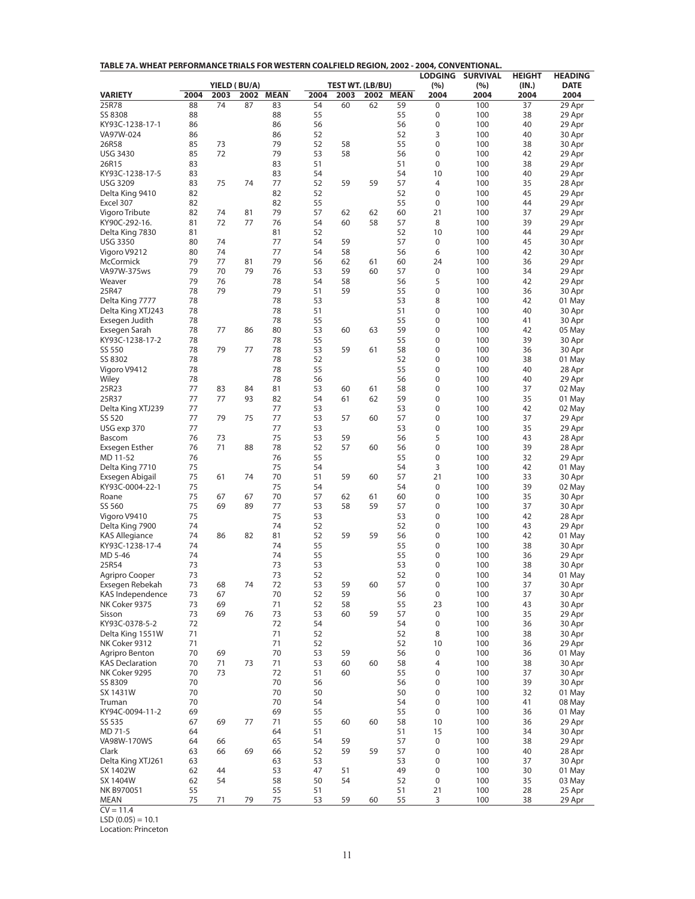**TABLE 7A. WHEAT PERFORMANCE TRIALS FOR WESTERN COALFIELD REGION, 2002 - 2004, CONVENTIONAL.**

| | YIELD (BU/A) | | | | TEST WT. (LB/BU) | | | | LODGING (%) | SURVIVAL (%) | HEIGHT (IN.) | HEADING DATE |
|---|---|---|---|---|---|---|---|---|---|---|---|---|
| VARIETY | 2004 | 2003 | 2002 | MEAN | 2004 | 2003 | 2002 | MEAN | 2004 | 2004 | 2004 | 2004 |
| 25R78 | 88 | 74 | 87 | 83 | 54 | 60 | 62 | 59 | 0 | 100 | 37 | 29 Apr |
| SS 8308 | 88 | | | 88 | 55 | | | 55 | 0 | 100 | 38 | 29 Apr |
| KY93C-1238-17-1 | 86 | | | 86 | 56 | | | 56 | 0 | 100 | 40 | 29 Apr |
| VA97W-024 | 86 | | | 86 | 52 | | | 52 | 3 | 100 | 40 | 30 Apr |
| 26R58 | 85 | 73 | | 79 | 52 | 58 | | 55 | 0 | 100 | 38 | 30 Apr |
| USG 3430 | 85 | 72 | | 79 | 53 | 58 | | 56 | 0 | 100 | 42 | 29 Apr |
| 26R15 | 83 | | | 83 | 51 | | | 51 | 0 | 100 | 38 | 29 Apr |
| KY93C-1238-17-5 | 83 | | | 83 | 54 | | | 54 | 10 | 100 | 40 | 29 Apr |
| USG 3209 | 83 | 75 | 74 | 77 | 52 | 59 | 59 | 57 | 4 | 100 | 35 | 28 Apr |
| Delta King 9410 | 82 | | | 82 | 52 | | | 52 | 0 | 100 | 45 | 29 Apr |
| Excel 307 | 82 | | | 82 | 55 | | | 55 | 0 | 100 | 44 | 29 Apr |
| Vigoro Tribute | 82 | 74 | 81 | 79 | 57 | 62 | 62 | 60 | 21 | 100 | 37 | 29 Apr |
| KY90C-292-16. | 81 | 72 | 77 | 76 | 54 | 60 | 58 | 57 | 8 | 100 | 39 | 29 Apr |
| Delta King 7830 | 81 | | | 81 | 52 | | | 52 | 10 | 100 | 44 | 29 Apr |
| USG 3350 | 80 | 74 | | 77 | 54 | 59 | | 57 | 0 | 100 | 45 | 30 Apr |
| Vigoro V9212 | 80 | 74 | | 77 | 54 | 58 | | 56 | 6 | 100 | 42 | 30 Apr |
| McCormick | 79 | 77 | 81 | 79 | 56 | 62 | 61 | 60 | 24 | 100 | 36 | 29 Apr |
| VA97W-375ws | 79 | 70 | 79 | 76 | 53 | 59 | 60 | 57 | 0 | 100 | 34 | 29 Apr |
| Weaver | 79 | 76 | | 78 | 54 | 58 | | 56 | 5 | 100 | 42 | 29 Apr |
| 25R47 | 78 | 79 | | 79 | 51 | 59 | | 55 | 0 | 100 | 36 | 30 Apr |
| Delta King 7777 | 78 | | | 78 | 53 | | | 53 | 8 | 100 | 42 | 01 May |
| Delta King XTJ243 | 78 | | | 78 | 51 | | | 51 | 0 | 100 | 40 | 30 Apr |
| Exsegen Judith | 78 | | | 78 | 55 | | | 55 | 0 | 100 | 41 | 30 Apr |
| Exsegen Sarah | 78 | 77 | 86 | 80 | 53 | 60 | 63 | 59 | 0 | 100 | 42 | 05 May |
| KY93C-1238-17-2 | 78 | | | 78 | 55 | | | 55 | 0 | 100 | 39 | 30 Apr |
| SS 550 | 78 | 79 | 77 | 78 | 53 | 59 | 61 | 58 | 0 | 100 | 36 | 30 Apr |
| SS 8302 | 78 | | | 78 | 52 | | | 52 | 0 | 100 | 38 | 01 May |
| Vigoro V9412 | 78 | | | 78 | 55 | | | 55 | 0 | 100 | 40 | 28 Apr |
| Wiley | 78 | | | 78 | 56 | | | 56 | 0 | 100 | 40 | 29 Apr |
| 25R23 | 77 | 83 | 84 | 81 | 53 | 60 | 61 | 58 | 0 | 100 | 37 | 02 May |
| 25R37 | 77 | 77 | 93 | 82 | 54 | 61 | 62 | 59 | 0 | 100 | 35 | 01 May |
| Delta King XTJ239 | 77 | | | 77 | 53 | | | 53 | 0 | 100 | 42 | 02 May |
| SS 520 | 77 | 79 | 75 | 77 | 53 | 57 | 60 | 57 | 0 | 100 | 37 | 29 Apr |
| USG exp 370 | 77 | | | 77 | 53 | | | 53 | 0 | 100 | 35 | 29 Apr |
| Bascom | 76 | 73 | | 75 | 53 | 59 | | 56 | 5 | 100 | 43 | 28 Apr |
| Exsegen Esther | 76 | 71 | 88 | 78 | 52 | 57 | 60 | 56 | 0 | 100 | 39 | 28 Apr |
| MD 11-52 | 76 | | | 76 | 55 | | | 55 | 0 | 100 | 32 | 29 Apr |
| Delta King 7710 | 75 | | | 75 | 54 | | | 54 | 3 | 100 | 42 | 01 May |
| Exsegen Abigail | 75 | 61 | 74 | 70 | 51 | 59 | 60 | 57 | 21 | 100 | 33 | 30 Apr |
| KY93C-0004-22-1 | 75 | | | 75 | 54 | | | 54 | 0 | 100 | 39 | 02 May |
| Roane | 75 | 67 | 67 | 70 | 57 | 62 | 61 | 60 | 0 | 100 | 35 | 30 Apr |
| SS 560 | 75 | 69 | 89 | 77 | 53 | 58 | 59 | 57 | 0 | 100 | 37 | 30 Apr |
| Vigoro V9410 | 75 | | | 75 | 53 | | | 53 | 0 | 100 | 42 | 28 Apr |
| Delta King 7900 | 74 | | | 74 | 52 | | | 52 | 0 | 100 | 43 | 29 Apr |
| KAS Allegiance | 74 | 86 | 82 | 81 | 52 | 59 | 59 | 56 | 0 | 100 | 42 | 01 May |
| KY93C-1238-17-4 | 74 | | | 74 | 55 | | | 55 | 0 | 100 | 38 | 30 Apr |
| MD 5-46 | 74 | | | 74 | 55 | | | 55 | 0 | 100 | 36 | 29 Apr |
| 25R54 | 73 | | | 73 | 53 | | | 53 | 0 | 100 | 38 | 30 Apr |
| Agripro Cooper | 73 | | | 73 | 52 | | | 52 | 0 | 100 | 34 | 01 May |
| Exsegen Rebekah | 73 | 68 | 74 | 72 | 53 | 59 | 60 | 57 | 0 | 100 | 37 | 30 Apr |
| KAS Independence | 73 | 67 | | 70 | 52 | 59 | | 56 | 0 | 100 | 37 | 30 Apr |
| NK Coker 9375 | 73 | 69 | | 71 | 52 | 58 | | 55 | 23 | 100 | 43 | 30 Apr |
| Sisson | 73 | 69 | 76 | 73 | 53 | 60 | 59 | 57 | 0 | 100 | 35 | 29 Apr |
| KY93C-0378-5-2 | 72 | | | 72 | 54 | | | 54 | 0 | 100 | 36 | 30 Apr |
| Delta King 1551W | 71 | | | 71 | 52 | | | 52 | 8 | 100 | 38 | 30 Apr |
| NK Coker 9312 | 71 | | | 71 | 52 | | | 52 | 10 | 100 | 36 | 29 Apr |
| Agripro Benton | 70 | 69 | | 70 | 53 | 59 | | 56 | 0 | 100 | 36 | 01 May |
| KAS Declaration | 70 | 71 | 73 | 71 | 53 | 60 | 60 | 58 | 4 | 100 | 38 | 30 Apr |
| NK Coker 9295 | 70 | 73 | | 72 | 51 | 60 | | 55 | 0 | 100 | 37 | 30 Apr |
| SS 8309 | 70 | | | 70 | 56 | | | 56 | 0 | 100 | 39 | 30 Apr |
| SX 1431W | 70 | | | 70 | 50 | | | 50 | 0 | 100 | 32 | 01 May |
| Truman | 70 | | | 70 | 54 | | | 54 | 0 | 100 | 41 | 08 May |
| KY94C-0094-11-2 | 69 | | | 69 | 55 | | | 55 | 0 | 100 | 36 | 01 May |
| SS 535 | 67 | 69 | 77 | 71 | 55 | 60 | 60 | 58 | 10 | 100 | 36 | 29 Apr |
| MD 71-5 | 64 | | | 64 | 51 | | | 51 | 15 | 100 | 34 | 30 Apr |
| VA98W-170WS | 64 | 66 | | 65 | 54 | 59 | | 57 | 0 | 100 | 38 | 29 Apr |
| Clark | 63 | 66 | 69 | 66 | 52 | 59 | 59 | 57 | 0 | 100 | 40 | 28 Apr |
| Delta King XTJ261 | 63 | | | 63 | 53 | | | 53 | 0 | 100 | 37 | 30 Apr |
| SX 1402W | 62 | 44 | | 53 | 47 | 51 | | 49 | 0 | 100 | 30 | 01 May |
| SX 1404W | 62 | 54 | | 58 | 50 | 54 | | 52 | 0 | 100 | 35 | 03 May |
| NK B970051 | 55 | | | 55 | 51 | | | 51 | 21 | 100 | 28 | 25 Apr |
| MEAN | 75 | 71 | 79 | 75 | 53 | 59 | 60 | 55 | 3 | 100 | 38 | 29 Apr |

CV = 11.4
LSD (0.05) = 10.1
Location: Princeton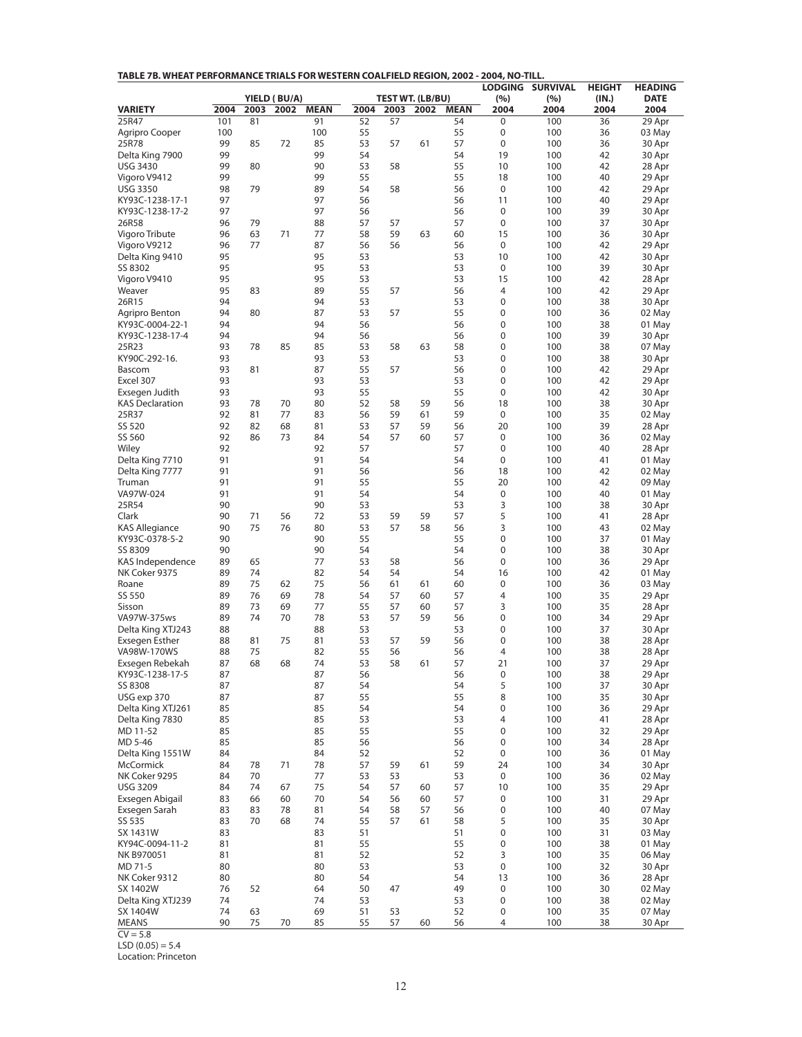**TABLE 7B. WHEAT PERFORMANCE TRIALS FOR WESTERN COALFIELD REGION, 2002 - 2004, NO-TILL.**

| | YIELD (BU/A) | | | | TEST WT. (LB/BU) | | | | LODGING (%) | SURVIVAL (%) | HEIGHT (IN.) | HEADING DATE |
|---|---|---|---|---|---|---|---|---|---|---|---|---|
| VARIETY | 2004 | 2003 | 2002 | MEAN | 2004 | 2003 | 2002 | MEAN | 2004 | 2004 | 2004 | 2004 |
| 25R47 | 101 | 81 | | 91 | 52 | 57 | | 54 | 0 | 100 | 36 | 29 Apr |
| Agripro Cooper | 100 | | | 100 | 55 | | | 55 | 0 | 100 | 36 | 03 May |
| 25R78 | 99 | 85 | 72 | 85 | 53 | 57 | 61 | 57 | 0 | 100 | 36 | 30 Apr |
| Delta King 7900 | 99 | | | 99 | 54 | | | 54 | 19 | 100 | 42 | 30 Apr |
| USG 3430 | 99 | 80 | | 90 | 53 | 58 | | 55 | 10 | 100 | 42 | 28 Apr |
| Vigoro V9412 | 99 | | | 99 | 55 | | | 55 | 18 | 100 | 40 | 29 Apr |
| USG 3350 | 98 | 79 | | 89 | 54 | 58 | | 56 | 0 | 100 | 42 | 29 Apr |
| KY93C-1238-17-1 | 97 | | | 97 | 56 | | | 56 | 11 | 100 | 40 | 29 Apr |
| KY93C-1238-17-2 | 97 | | | 97 | 56 | | | 56 | 0 | 100 | 39 | 30 Apr |
| 26R58 | 96 | 79 | | 88 | 57 | 57 | | 57 | 0 | 100 | 37 | 30 Apr |
| Vigoro Tribute | 96 | 63 | 71 | 77 | 58 | 59 | 63 | 60 | 15 | 100 | 36 | 30 Apr |
| Vigoro V9212 | 96 | 77 | | 87 | 56 | 56 | | 56 | 0 | 100 | 42 | 29 Apr |
| Delta King 9410 | 95 | | | 95 | 53 | | | 53 | 10 | 100 | 42 | 30 Apr |
| SS 8302 | 95 | | | 95 | 53 | | | 53 | 0 | 100 | 39 | 30 Apr |
| Vigoro V9410 | 95 | | | 95 | 53 | | | 53 | 15 | 100 | 42 | 28 Apr |
| Weaver | 95 | 83 | | 89 | 55 | 57 | | 56 | 4 | 100 | 42 | 29 Apr |
| 26R15 | 94 | | | 94 | 53 | | | 53 | 0 | 100 | 38 | 30 Apr |
| Agripro Benton | 94 | 80 | | 87 | 53 | 57 | | 55 | 0 | 100 | 36 | 02 May |
| KY93C-0004-22-1 | 94 | | | 94 | 56 | | | 56 | 0 | 100 | 38 | 01 May |
| KY93C-1238-17-4 | 94 | | | 94 | 56 | | | 56 | 0 | 100 | 39 | 30 Apr |
| 25R23 | 93 | 78 | 85 | 85 | 53 | 58 | 63 | 58 | 0 | 100 | 38 | 07 May |
| KY90C-292-16. | 93 | | | 93 | 53 | | | 53 | 0 | 100 | 38 | 30 Apr |
| Bascom | 93 | 81 | | 87 | 55 | 57 | | 56 | 0 | 100 | 42 | 29 Apr |
| Excel 307 | 93 | | | 93 | 53 | | | 53 | 0 | 100 | 42 | 29 Apr |
| Exsegen Judith | 93 | | | 93 | 55 | | | 55 | 0 | 100 | 42 | 30 Apr |
| KAS Declaration | 93 | 78 | 70 | 80 | 52 | 58 | 59 | 56 | 18 | 100 | 38 | 30 Apr |
| 25R37 | 92 | 81 | 77 | 83 | 56 | 59 | 61 | 59 | 0 | 100 | 35 | 02 May |
| SS 520 | 92 | 82 | 68 | 81 | 53 | 57 | 59 | 56 | 20 | 100 | 39 | 28 Apr |
| SS 560 | 92 | 86 | 73 | 84 | 54 | 57 | 60 | 57 | 0 | 100 | 36 | 02 May |
| Wiley | 92 | | | 92 | 57 | | | 57 | 0 | 100 | 40 | 28 Apr |
| Delta King 7710 | 91 | | | 91 | 54 | | | 54 | 0 | 100 | 41 | 01 May |
| Delta King 7777 | 91 | | | 91 | 56 | | | 56 | 18 | 100 | 42 | 02 May |
| Truman | 91 | | | 91 | 55 | | | 55 | 20 | 100 | 42 | 09 May |
| VA97W-024 | 91 | | | 91 | 54 | | | 54 | 0 | 100 | 40 | 01 May |
| 25R54 | 90 | | | 90 | 53 | | | 53 | 3 | 100 | 38 | 30 Apr |
| Clark | 90 | 71 | 56 | 72 | 53 | 59 | 59 | 57 | 5 | 100 | 41 | 28 Apr |
| KAS Allegiance | 90 | 75 | 76 | 80 | 53 | 57 | 58 | 56 | 3 | 100 | 43 | 02 May |
| KY93C-0378-5-2 | 90 | | | 90 | 55 | | | 55 | 0 | 100 | 37 | 01 May |
| SS 8309 | 90 | | | 90 | 54 | | | 54 | 0 | 100 | 38 | 30 Apr |
| KAS Independence | 89 | 65 | | 77 | 53 | 58 | | 56 | 0 | 100 | 36 | 29 Apr |
| NK Coker 9375 | 89 | 74 | | 82 | 54 | 54 | | 54 | 16 | 100 | 42 | 01 May |
| Roane | 89 | 75 | 62 | 75 | 56 | 61 | 61 | 60 | 0 | 100 | 36 | 03 May |
| SS 550 | 89 | 76 | 69 | 78 | 54 | 57 | 60 | 57 | 4 | 100 | 35 | 29 Apr |
| Sisson | 89 | 73 | 69 | 77 | 55 | 57 | 60 | 57 | 3 | 100 | 35 | 28 Apr |
| VA97W-375ws | 89 | 74 | 70 | 78 | 53 | 57 | 59 | 56 | 0 | 100 | 34 | 29 Apr |
| Delta King XTJ243 | 88 | | | 88 | 53 | | | 53 | 0 | 100 | 37 | 30 Apr |
| Exsegen Esther | 88 | 81 | 75 | 81 | 53 | 57 | 59 | 56 | 0 | 100 | 38 | 28 Apr |
| VA98W-170WS | 88 | 75 | | 82 | 55 | 56 | | 56 | 4 | 100 | 38 | 28 Apr |
| Exsegen Rebekah | 87 | 68 | 68 | 74 | 53 | 58 | 61 | 57 | 21 | 100 | 37 | 29 Apr |
| KY93C-1238-17-5 | 87 | | | 87 | 56 | | | 56 | 0 | 100 | 38 | 29 Apr |
| SS 8308 | 87 | | | 87 | 54 | | | 54 | 5 | 100 | 37 | 30 Apr |
| USG exp 370 | 87 | | | 87 | 55 | | | 55 | 8 | 100 | 35 | 30 Apr |
| Delta King XTJ261 | 85 | | | 85 | 54 | | | 54 | 0 | 100 | 36 | 29 Apr |
| Delta King 7830 | 85 | | | 85 | 53 | | | 53 | 4 | 100 | 41 | 28 Apr |
| MD 11-52 | 85 | | | 85 | 55 | | | 55 | 0 | 100 | 32 | 29 Apr |
| MD 5-46 | 85 | | | 85 | 56 | | | 56 | 0 | 100 | 34 | 28 Apr |
| Delta King 1551W | 84 | | | 84 | 52 | | | 52 | 0 | 100 | 36 | 01 May |
| McCormick | 84 | 78 | 71 | 78 | 57 | 59 | 61 | 59 | 24 | 100 | 34 | 30 Apr |
| NK Coker 9295 | 84 | 70 | | 77 | 53 | 53 | | 53 | 0 | 100 | 36 | 02 May |
| USG 3209 | 84 | 74 | 67 | 75 | 54 | 57 | 60 | 57 | 10 | 100 | 35 | 29 Apr |
| Exsegen Abigail | 83 | 66 | 60 | 70 | 54 | 56 | 60 | 57 | 0 | 100 | 31 | 29 Apr |
| Exsegen Sarah | 83 | 83 | 78 | 81 | 54 | 58 | 57 | 56 | 0 | 100 | 40 | 07 May |
| SS 535 | 83 | 70 | 68 | 74 | 55 | 57 | 61 | 58 | 5 | 100 | 35 | 30 Apr |
| SX 1431W | 83 | | | 83 | 51 | | | 51 | 0 | 100 | 31 | 03 May |
| KY94C-0094-11-2 | 81 | | | 81 | 55 | | | 55 | 0 | 100 | 38 | 01 May |
| NK B970051 | 81 | | | 81 | 52 | | | 52 | 3 | 100 | 35 | 06 May |
| MD 71-5 | 80 | | | 80 | 53 | | | 53 | 0 | 100 | 32 | 30 Apr |
| NK Coker 9312 | 80 | | | 80 | 54 | | | 54 | 13 | 100 | 36 | 28 Apr |
| SX 1402W | 76 | 52 | | 64 | 50 | 47 | | 49 | 0 | 100 | 30 | 02 May |
| Delta King XTJ239 | 74 | | | 74 | 53 | | | 53 | 0 | 100 | 38 | 02 May |
| SX 1404W | 74 | 63 | | 69 | 51 | 53 | | 52 | 0 | 100 | 35 | 07 May |
| MEANS | 90 | 75 | 70 | 85 | 55 | 57 | 60 | 56 | 4 | 100 | 38 | 30 Apr |

CV = 5.8
LSD (0.05) = 5.4
Location: Princeton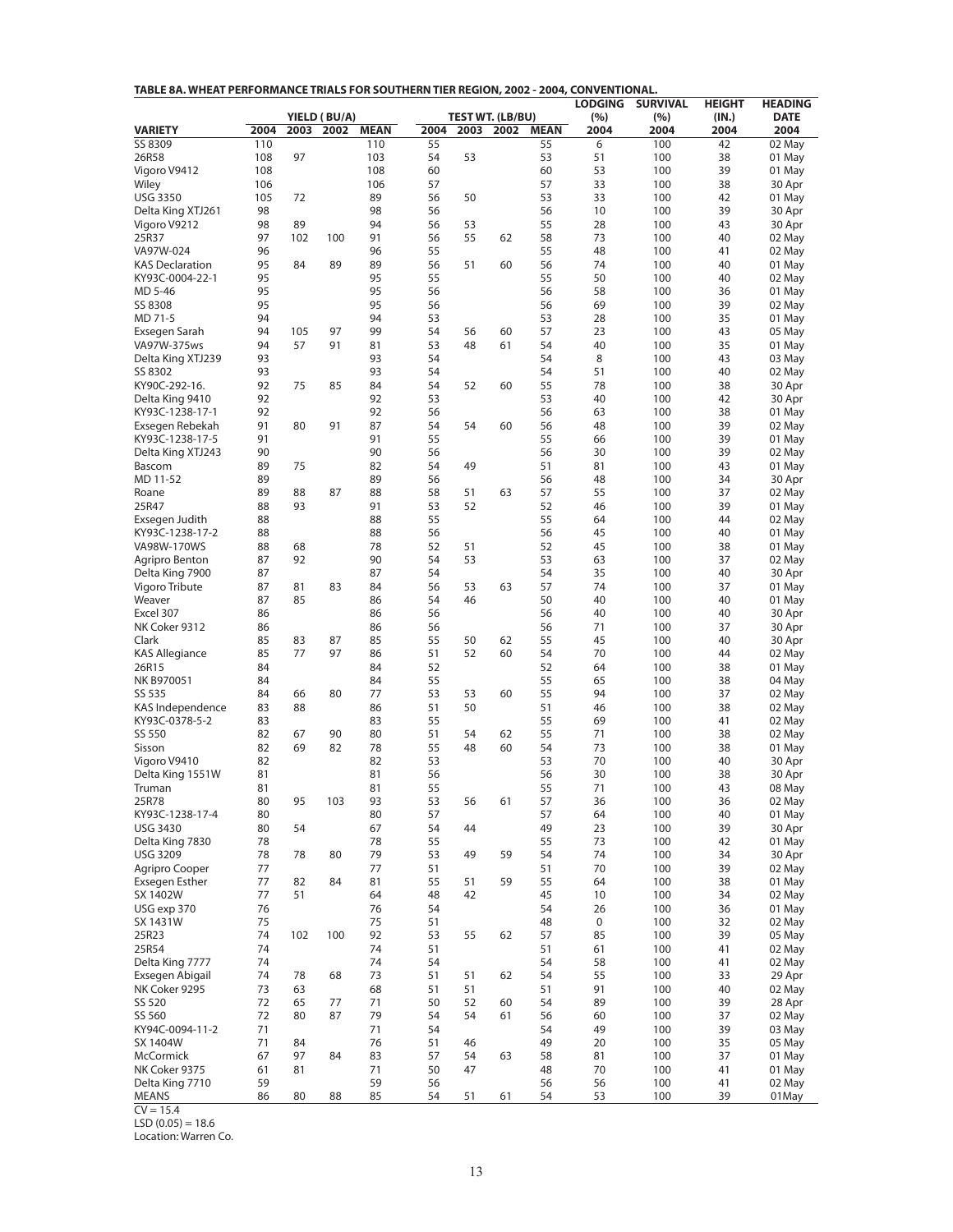**TABLE 8A. WHEAT PERFORMANCE TRIALS FOR SOUTHERN TIER REGION, 2002 - 2004, CONVENTIONAL.**

| | YIELD (BU/A) | | | | TEST WT. (LB/BU) | | | | LODGING (%) | SURVIVAL (%) | HEIGHT (IN.) | HEADING DATE |
|---|---|---|---|---|---|---|---|---|---|---|---|---|
| VARIETY | 2004 | 2003 | 2002 | MEAN | 2004 | 2003 | 2002 | MEAN | 2004 | 2004 | 2004 | 2004 |
| SS 8309 | 110 | | | 110 | 55 | | | 55 | 6 | 100 | 42 | 02 May |
| 26R58 | 108 | 97 | | 103 | 54 | 53 | | 53 | 51 | 100 | 38 | 01 May |
| Vigoro V9412 | 108 | | | 108 | 60 | | | 60 | 53 | 100 | 39 | 01 May |
| Wiley | 106 | | | 106 | 57 | | | 57 | 33 | 100 | 38 | 30 Apr |
| USG 3350 | 105 | 72 | | 89 | 56 | 50 | | 53 | 33 | 100 | 42 | 01 May |
| Delta King XTJ261 | 98 | | | 98 | 56 | | | 56 | 10 | 100 | 39 | 30 Apr |
| Vigoro V9212 | 98 | 89 | | 94 | 56 | 53 | | 55 | 28 | 100 | 43 | 30 Apr |
| 25R37 | 97 | 102 | 100 | 91 | 56 | 55 | 62 | 58 | 73 | 100 | 40 | 02 May |
| VA97W-024 | 96 | | | 96 | 55 | | | 55 | 48 | 100 | 41 | 02 May |
| KAS Declaration | 95 | 84 | 89 | 89 | 56 | 51 | 60 | 56 | 74 | 100 | 40 | 01 May |
| KY93C-0004-22-1 | 95 | | | 95 | 55 | | | 55 | 50 | 100 | 40 | 02 May |
| MD 5-46 | 95 | | | 95 | 56 | | | 56 | 58 | 100 | 36 | 01 May |
| SS 8308 | 95 | | | 95 | 56 | | | 56 | 69 | 100 | 39 | 02 May |
| MD 71-5 | 94 | | | 94 | 53 | | | 53 | 28 | 100 | 35 | 01 May |
| Exsegen Sarah | 94 | 105 | 97 | 99 | 54 | 56 | 60 | 57 | 23 | 100 | 43 | 05 May |
| VA97W-375ws | 94 | 57 | 91 | 81 | 53 | 48 | 61 | 54 | 40 | 100 | 35 | 01 May |
| Delta King XTJ239 | 93 | | | 93 | 54 | | | 54 | 8 | 100 | 43 | 03 May |
| SS 8302 | 93 | | | 93 | 54 | | | 54 | 51 | 100 | 40 | 02 May |
| KY90C-292-16. | 92 | 75 | 85 | 84 | 54 | 52 | 60 | 55 | 78 | 100 | 38 | 30 Apr |
| Delta King 9410 | 92 | | | 92 | 53 | | | 53 | 40 | 100 | 42 | 30 Apr |
| KY93C-1238-17-1 | 92 | | | 92 | 56 | | | 56 | 63 | 100 | 38 | 01 May |
| Exsegen Rebekah | 91 | 80 | 91 | 87 | 54 | 54 | 60 | 56 | 48 | 100 | 39 | 02 May |
| KY93C-1238-17-5 | 91 | | | 91 | 55 | | | 55 | 66 | 100 | 39 | 01 May |
| Delta King XTJ243 | 90 | | | 90 | 56 | | | 56 | 30 | 100 | 39 | 02 May |
| Bascom | 89 | 75 | | 82 | 54 | 49 | | 51 | 81 | 100 | 43 | 01 May |
| MD 11-52 | 89 | | | 89 | 56 | | | 56 | 48 | 100 | 34 | 30 Apr |
| Roane | 89 | 88 | 87 | 88 | 58 | 51 | 63 | 57 | 55 | 100 | 37 | 02 May |
| 25R47 | 88 | 93 | | 91 | 53 | 52 | | 52 | 46 | 100 | 39 | 01 May |
| Exsegen Judith | 88 | | | 88 | 55 | | | 55 | 64 | 100 | 44 | 02 May |
| KY93C-1238-17-2 | 88 | | | 88 | 56 | | | 56 | 45 | 100 | 40 | 01 May |
| VA98W-170WS | 88 | 68 | | 78 | 52 | 51 | | 52 | 45 | 100 | 38 | 01 May |
| Agripro Benton | 87 | 92 | | 90 | 54 | 53 | | 53 | 63 | 100 | 37 | 02 May |
| Delta King 7900 | 87 | | | 87 | 54 | | | 54 | 35 | 100 | 40 | 30 Apr |
| Vigoro Tribute | 87 | 81 | 83 | 84 | 56 | 53 | 63 | 57 | 74 | 100 | 37 | 01 May |
| Weaver | 87 | 85 | | 86 | 54 | 46 | | 50 | 40 | 100 | 40 | 01 May |
| Excel 307 | 86 | | | 86 | 56 | | | 56 | 40 | 100 | 40 | 30 Apr |
| NK Coker 9312 | 86 | | | 86 | 56 | | | 56 | 71 | 100 | 37 | 30 Apr |
| Clark | 85 | 83 | 87 | 85 | 55 | 50 | 62 | 55 | 45 | 100 | 40 | 30 Apr |
| KAS Allegiance | 85 | 77 | 97 | 86 | 51 | 52 | 60 | 54 | 70 | 100 | 44 | 02 May |
| 26R15 | 84 | | | 84 | 52 | | | 52 | 64 | 100 | 38 | 01 May |
| NK B970051 | 84 | | | 84 | 55 | | | 55 | 65 | 100 | 38 | 04 May |
| SS 535 | 84 | 66 | 80 | 77 | 53 | 53 | 60 | 55 | 94 | 100 | 37 | 02 May |
| KAS Independence | 83 | 88 | | 86 | 51 | 50 | | 51 | 46 | 100 | 38 | 02 May |
| KY93C-0378-5-2 | 83 | | | 83 | 55 | | | 55 | 69 | 100 | 41 | 02 May |
| SS 550 | 82 | 67 | 90 | 80 | 51 | 54 | 62 | 55 | 71 | 100 | 38 | 02 May |
| Sisson | 82 | 69 | 82 | 78 | 55 | 48 | 60 | 54 | 73 | 100 | 38 | 01 May |
| Vigoro V9410 | 82 | | | 82 | 53 | | | 53 | 70 | 100 | 40 | 30 Apr |
| Delta King 1551W | 81 | | | 81 | 56 | | | 56 | 30 | 100 | 38 | 30 Apr |
| Truman | 81 | | | 81 | 55 | | | 55 | 71 | 100 | 43 | 08 May |
| 25R78 | 80 | 95 | 103 | 93 | 53 | 56 | 61 | 57 | 36 | 100 | 36 | 02 May |
| KY93C-1238-17-4 | 80 | | | 80 | 57 | | | 57 | 64 | 100 | 40 | 01 May |
| USG 3430 | 80 | 54 | | 67 | 54 | 44 | | 49 | 23 | 100 | 39 | 30 Apr |
| Delta King 7830 | 78 | | | 78 | 55 | | | 55 | 73 | 100 | 42 | 01 May |
| USG 3209 | 78 | 78 | 80 | 79 | 53 | 49 | 59 | 54 | 74 | 100 | 34 | 30 Apr |
| Agripro Cooper | 77 | | | 77 | 51 | | | 51 | 70 | 100 | 39 | 02 May |
| Exsegen Esther | 77 | 82 | 84 | 81 | 55 | 51 | 59 | 55 | 64 | 100 | 38 | 01 May |
| SX 1402W | 77 | 51 | | 64 | 48 | 42 | | 45 | 10 | 100 | 34 | 02 May |
| USG exp 370 | 76 | | | 76 | 54 | | | 54 | 26 | 100 | 36 | 01 May |
| SX 1431W | 75 | | | 75 | 51 | | | 48 | 0 | 100 | 32 | 02 May |
| 25R23 | 74 | 102 | 100 | 92 | 53 | 55 | 62 | 57 | 85 | 100 | 39 | 05 May |
| 25R54 | 74 | | | 74 | 51 | | | 51 | 61 | 100 | 41 | 02 May |
| Delta King 7777 | 74 | | | 74 | 54 | | | 54 | 58 | 100 | 41 | 02 May |
| Exsegen Abigail | 74 | 78 | 68 | 73 | 51 | 51 | 62 | 54 | 55 | 100 | 33 | 29 Apr |
| NK Coker 9295 | 73 | 63 | | 68 | 51 | 51 | | 51 | 91 | 100 | 40 | 02 May |
| SS 520 | 72 | 65 | 77 | 71 | 50 | 52 | 60 | 54 | 89 | 100 | 39 | 28 Apr |
| SS 560 | 72 | 80 | 87 | 79 | 54 | 54 | 61 | 56 | 60 | 100 | 37 | 02 May |
| KY94C-0094-11-2 | 71 | | | 71 | 54 | | | 54 | 49 | 100 | 39 | 03 May |
| SX 1404W | 71 | 84 | | 76 | 51 | 46 | | 49 | 20 | 100 | 35 | 05 May |
| McCormick | 67 | 97 | 84 | 83 | 57 | 54 | 63 | 58 | 81 | 100 | 37 | 01 May |
| NK Coker 9375 | 61 | 81 | | 71 | 50 | 47 | | 48 | 70 | 100 | 41 | 01 May |
| Delta King 7710 | 59 | | | 59 | 56 | | | 56 | 56 | 100 | 41 | 02 May |
| MEANS | 86 | 80 | 88 | 85 | 54 | 51 | 61 | 54 | 53 | 100 | 39 | 01May |

CV = 15.4
LSD (0.05) = 18.6
Location: Warren Co.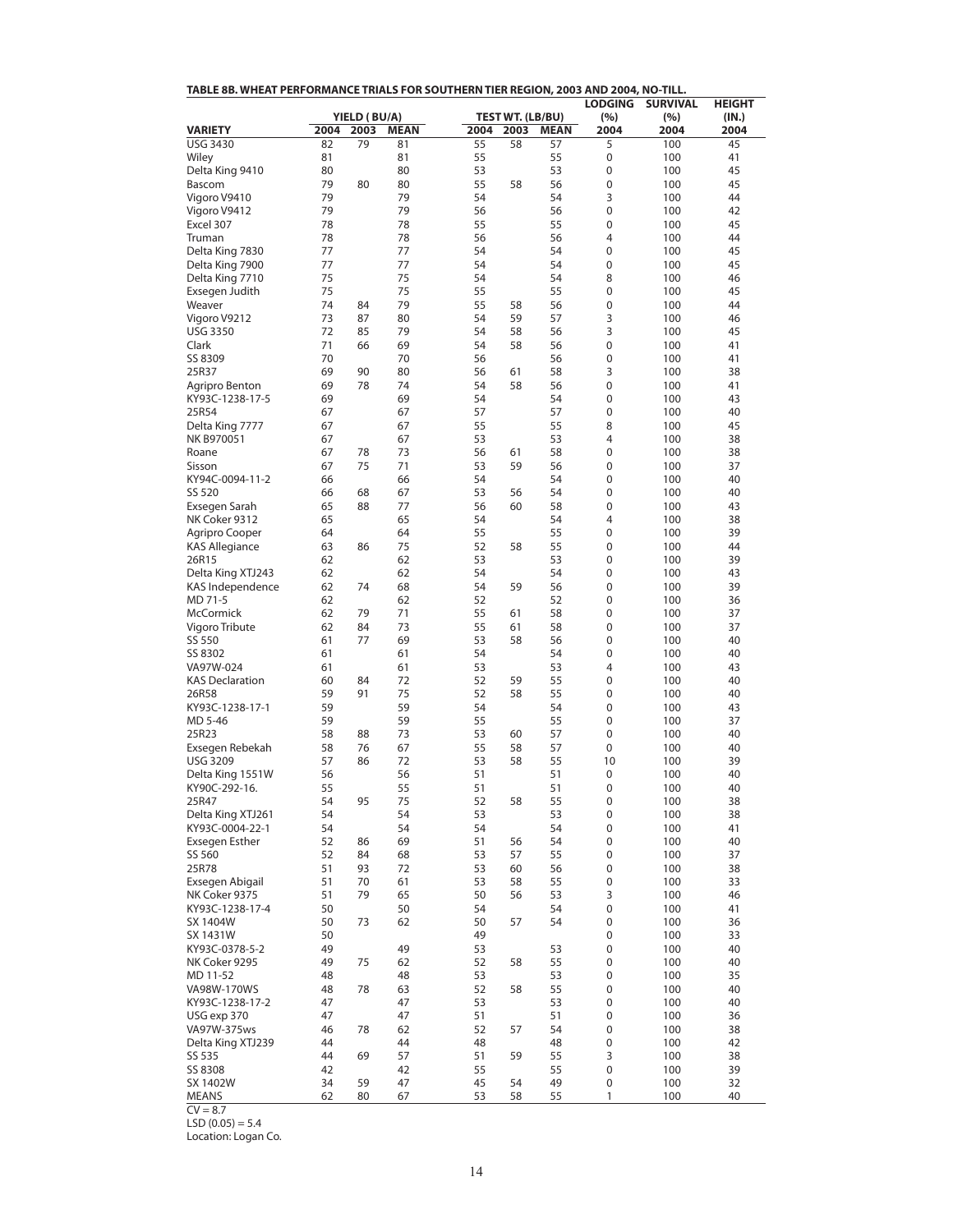**TABLE 8B. WHEAT PERFORMANCE TRIALS FOR SOUTHERN TIER REGION, 2003 AND 2004, NO-TILL.**

| VARIETY | YIELD (BU/A) 2004 | 2003 | MEAN | TEST WT. (LB/BU) 2004 | 2003 | MEAN | LODGING (%) 2004 | SURVIVAL (%) 2004 | HEIGHT (IN.) 2004 |
|---|---|---|---|---|---|---|---|---|---|
| USG 3430 | 82 | 79 | 81 | 55 | 58 | 57 | 5 | 100 | 45 |
| Wiley | 81 | | 81 | 55 | | 55 | 0 | 100 | 41 |
| Delta King 9410 | 80 | | 80 | 53 | | 53 | 0 | 100 | 45 |
| Bascom | 79 | 80 | 80 | 55 | 58 | 56 | 0 | 100 | 45 |
| Vigoro V9410 | 79 | | 79 | 54 | | 54 | 3 | 100 | 44 |
| Vigoro V9412 | 79 | | 79 | 56 | | 56 | 0 | 100 | 42 |
| Excel 307 | 78 | | 78 | 55 | | 55 | 0 | 100 | 45 |
| Truman | 78 | | 78 | 56 | | 56 | 4 | 100 | 44 |
| Delta King 7830 | 77 | | 77 | 54 | | 54 | 0 | 100 | 45 |
| Delta King 7900 | 77 | | 77 | 54 | | 54 | 0 | 100 | 45 |
| Delta King 7710 | 75 | | 75 | 54 | | 54 | 8 | 100 | 46 |
| Exsegen Judith | 75 | | 75 | 55 | | 55 | 0 | 100 | 45 |
| Weaver | 74 | 84 | 79 | 55 | 58 | 56 | 0 | 100 | 44 |
| Vigoro V9212 | 73 | 87 | 80 | 54 | 59 | 57 | 3 | 100 | 46 |
| USG 3350 | 72 | 85 | 79 | 54 | 58 | 56 | 3 | 100 | 45 |
| Clark | 71 | 66 | 69 | 54 | 58 | 56 | 0 | 100 | 41 |
| SS 8309 | 70 | | 70 | 56 | | 56 | 0 | 100 | 41 |
| 25R37 | 69 | 90 | 80 | 56 | 61 | 58 | 3 | 100 | 38 |
| Agripro Benton | 69 | 78 | 74 | 54 | 58 | 56 | 0 | 100 | 41 |
| KY93C-1238-17-5 | 69 | | 69 | 54 | | 54 | 0 | 100 | 43 |
| 25R54 | 67 | | 67 | 57 | | 57 | 0 | 100 | 40 |
| Delta King 7777 | 67 | | 67 | 55 | | 55 | 8 | 100 | 45 |
| NK B970051 | 67 | | 67 | 53 | | 53 | 4 | 100 | 38 |
| Roane | 67 | 78 | 73 | 56 | 61 | 58 | 0 | 100 | 38 |
| Sisson | 67 | 75 | 71 | 53 | 59 | 56 | 0 | 100 | 37 |
| KY94C-0094-11-2 | 66 | | 66 | 54 | | 54 | 0 | 100 | 40 |
| SS 520 | 66 | 68 | 67 | 53 | 56 | 54 | 0 | 100 | 40 |
| Exsegen Sarah | 65 | 88 | 77 | 56 | 60 | 58 | 0 | 100 | 43 |
| NK Coker 9312 | 65 | | 65 | 54 | | 54 | 4 | 100 | 38 |
| Agripro Cooper | 64 | | 64 | 55 | | 55 | 0 | 100 | 39 |
| KAS Allegiance | 63 | 86 | 75 | 52 | 58 | 55 | 0 | 100 | 44 |
| 26R15 | 62 | | 62 | 53 | | 53 | 0 | 100 | 39 |
| Delta King XTJ243 | 62 | | 62 | 54 | | 54 | 0 | 100 | 43 |
| KAS Independence | 62 | 74 | 68 | 54 | 59 | 56 | 0 | 100 | 39 |
| MD 71-5 | 62 | | 62 | 52 | | 52 | 0 | 100 | 36 |
| McCormick | 62 | 79 | 71 | 55 | 61 | 58 | 0 | 100 | 37 |
| Vigoro Tribute | 62 | 84 | 73 | 55 | 61 | 58 | 0 | 100 | 37 |
| SS 550 | 61 | 77 | 69 | 53 | 58 | 56 | 0 | 100 | 40 |
| SS 8302 | 61 | | 61 | 54 | | 54 | 0 | 100 | 40 |
| VA97W-024 | 61 | | 61 | 53 | | 53 | 4 | 100 | 43 |
| KAS Declaration | 60 | 84 | 72 | 52 | 59 | 55 | 0 | 100 | 40 |
| 26R58 | 59 | 91 | 75 | 52 | 58 | 55 | 0 | 100 | 40 |
| KY93C-1238-17-1 | 59 | | 59 | 54 | | 54 | 0 | 100 | 43 |
| MD 5-46 | 59 | | 59 | 55 | | 55 | 0 | 100 | 37 |
| 25R23 | 58 | 88 | 73 | 53 | 60 | 57 | 0 | 100 | 40 |
| Exsegen Rebekah | 58 | 76 | 67 | 55 | 58 | 57 | 0 | 100 | 40 |
| USG 3209 | 57 | 86 | 72 | 53 | 58 | 55 | 10 | 100 | 39 |
| Delta King 1551W | 56 | | 56 | 51 | | 51 | 0 | 100 | 40 |
| KY90C-292-16. | 55 | | 55 | 51 | | 51 | 0 | 100 | 40 |
| 25R47 | 54 | 95 | 75 | 52 | 58 | 55 | 0 | 100 | 38 |
| Delta King XTJ261 | 54 | | 54 | 53 | | 53 | 0 | 100 | 38 |
| KY93C-0004-22-1 | 54 | | 54 | 54 | | 54 | 0 | 100 | 41 |
| Exsegen Esther | 52 | 86 | 69 | 51 | 56 | 54 | 0 | 100 | 40 |
| SS 560 | 52 | 84 | 68 | 53 | 57 | 55 | 0 | 100 | 37 |
| 25R78 | 51 | 93 | 72 | 53 | 60 | 56 | 0 | 100 | 38 |
| Exsegen Abigail | 51 | 70 | 61 | 53 | 58 | 55 | 0 | 100 | 33 |
| NK Coker 9375 | 51 | 79 | 65 | 50 | 56 | 53 | 3 | 100 | 46 |
| KY93C-1238-17-4 | 50 | | 50 | 54 | | 54 | 0 | 100 | 41 |
| SX 1404W | 50 | 73 | 62 | 50 | 57 | 54 | 0 | 100 | 36 |
| SX 1431W | 50 | | | 49 | | | 0 | 100 | 33 |
| KY93C-0378-5-2 | 49 | | 49 | 53 | | 53 | 0 | 100 | 40 |
| NK Coker 9295 | 49 | 75 | 62 | 52 | 58 | 55 | 0 | 100 | 40 |
| MD 11-52 | 48 | | 48 | 53 | | 53 | 0 | 100 | 35 |
| VA98W-170WS | 48 | 78 | 63 | 52 | 58 | 55 | 0 | 100 | 40 |
| KY93C-1238-17-2 | 47 | | 47 | 53 | | 53 | 0 | 100 | 40 |
| USG exp 370 | 47 | | 47 | 51 | | 51 | 0 | 100 | 36 |
| VA97W-375ws | 46 | 78 | 62 | 52 | 57 | 54 | 0 | 100 | 38 |
| Delta King XTJ239 | 44 | | 44 | 48 | | 48 | 0 | 100 | 42 |
| SS 535 | 44 | 69 | 57 | 51 | 59 | 55 | 3 | 100 | 38 |
| SS 8308 | 42 | | 42 | 55 | | 55 | 0 | 100 | 39 |
| SX 1402W | 34 | 59 | 47 | 45 | 54 | 49 | 0 | 100 | 32 |
| MEANS | 62 | 80 | 67 | 53 | 58 | 55 | 1 | 100 | 40 |

CV = 8.7
LSD (0.05) = 5.4
Location: Logan Co.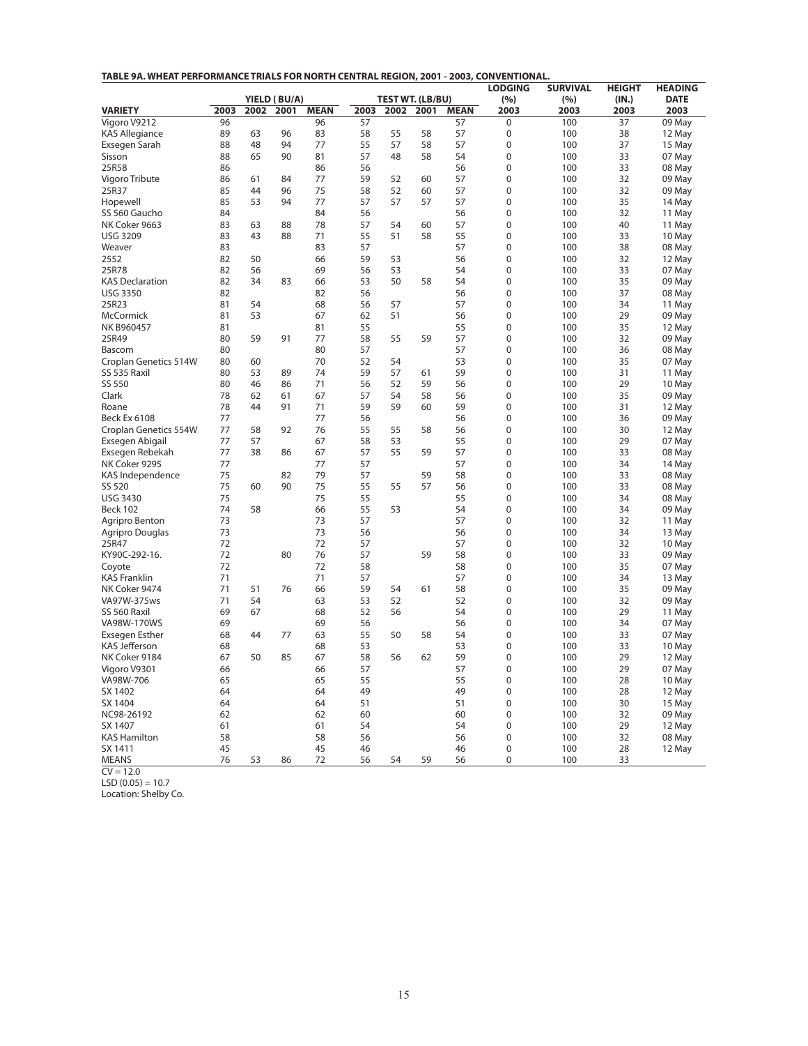**TABLE 9A. WHEAT PERFORMANCE TRIALS FOR NORTH CENTRAL REGION, 2001 - 2003, CONVENTIONAL.**

| | YIELD (BU/A) | | | | TEST WT. (LB/BU) | | | | LODGING (%) | SURVIVAL (%) | HEIGHT (IN.) | HEADING DATE |
|---|---|---|---|---|---|---|---|---|---|---|---|---|
| VARIETY | 2003 | 2002 | 2001 | MEAN | 2003 | 2002 | 2001 | MEAN | 2003 | 2003 | 2003 | 2003 |
| Vigoro V9212 | 96 | | | 96 | 57 | | | 57 | 0 | 100 | 37 | 09 May |
| KAS Allegiance | 89 | 63 | 96 | 83 | 58 | 55 | 58 | 57 | 0 | 100 | 38 | 12 May |
| Exsegen Sarah | 88 | 48 | 94 | 77 | 55 | 57 | 58 | 57 | 0 | 100 | 37 | 15 May |
| Sisson | 88 | 65 | 90 | 81 | 57 | 48 | 58 | 54 | 0 | 100 | 33 | 07 May |
| 25R58 | 86 | | | 86 | 56 | | | 56 | 0 | 100 | 33 | 08 May |
| Vigoro Tribute | 86 | 61 | 84 | 77 | 59 | 52 | 60 | 57 | 0 | 100 | 32 | 09 May |
| 25R37 | 85 | 44 | 96 | 75 | 58 | 52 | 60 | 57 | 0 | 100 | 32 | 09 May |
| Hopewell | 85 | 53 | 94 | 77 | 57 | 57 | 57 | 57 | 0 | 100 | 35 | 14 May |
| SS 560 Gaucho | 84 | | | 84 | 56 | | | 56 | 0 | 100 | 32 | 11 May |
| NK Coker 9663 | 83 | 63 | 88 | 78 | 57 | 54 | 60 | 57 | 0 | 100 | 40 | 11 May |
| USG 3209 | 83 | 43 | 88 | 71 | 55 | 51 | 58 | 55 | 0 | 100 | 33 | 10 May |
| Weaver | 83 | | | 83 | 57 | | | 57 | 0 | 100 | 38 | 08 May |
| 2552 | 82 | 50 | | 66 | 59 | 53 | | 56 | 0 | 100 | 32 | 12 May |
| 25R78 | 82 | 56 | | 69 | 56 | 53 | | 54 | 0 | 100 | 33 | 07 May |
| KAS Declaration | 82 | 34 | 83 | 66 | 53 | 50 | 58 | 54 | 0 | 100 | 35 | 09 May |
| USG 3350 | 82 | | | 82 | 56 | | | 56 | 0 | 100 | 37 | 08 May |
| 25R23 | 81 | 54 | | 68 | 56 | 57 | | 57 | 0 | 100 | 34 | 11 May |
| McCormick | 81 | 53 | | 67 | 62 | 51 | | 56 | 0 | 100 | 29 | 09 May |
| NK B960457 | 81 | | | 81 | 55 | | | 55 | 0 | 100 | 35 | 12 May |
| 25R49 | 80 | 59 | 91 | 77 | 58 | 55 | 59 | 57 | 0 | 100 | 32 | 09 May |
| Bascom | 80 | | | 80 | 57 | | | 57 | 0 | 100 | 36 | 08 May |
| Croplan Genetics 514W | 80 | 60 | | 70 | 52 | 54 | | 53 | 0 | 100 | 35 | 07 May |
| SS 535 Raxil | 80 | 53 | 89 | 74 | 59 | 57 | 61 | 59 | 0 | 100 | 31 | 11 May |
| SS 550 | 80 | 46 | 86 | 71 | 56 | 52 | 59 | 56 | 0 | 100 | 29 | 10 May |
| Clark | 78 | 62 | 61 | 67 | 57 | 54 | 58 | 56 | 0 | 100 | 35 | 09 May |
| Roane | 78 | 44 | 91 | 71 | 59 | 59 | 60 | 59 | 0 | 100 | 31 | 12 May |
| Beck Ex 6108 | 77 | | | 77 | 56 | | | 56 | 0 | 100 | 36 | 09 May |
| Croplan Genetics 554W | 77 | 58 | 92 | 76 | 55 | 55 | 58 | 56 | 0 | 100 | 30 | 12 May |
| Exsegen Abigail | 77 | 57 | | 67 | 58 | 53 | | 55 | 0 | 100 | 29 | 07 May |
| Exsegen Rebekah | 77 | 38 | 86 | 67 | 57 | 55 | 59 | 57 | 0 | 100 | 33 | 08 May |
| NK Coker 9295 | 77 | | | 77 | 57 | | | 57 | 0 | 100 | 34 | 14 May |
| KAS Independence | 75 | | 82 | 79 | 57 | | 59 | 58 | 0 | 100 | 33 | 08 May |
| SS 520 | 75 | 60 | 90 | 75 | 55 | 55 | 57 | 56 | 0 | 100 | 33 | 08 May |
| USG 3430 | 75 | | | 75 | 55 | | | 55 | 0 | 100 | 34 | 08 May |
| Beck 102 | 74 | 58 | | 66 | 55 | 53 | | 54 | 0 | 100 | 34 | 09 May |
| Agripro Benton | 73 | | | 73 | 57 | | | 57 | 0 | 100 | 32 | 11 May |
| Agripro Douglas | 73 | | | 73 | 56 | | | 56 | 0 | 100 | 34 | 13 May |
| 25R47 | 72 | | | 72 | 57 | | | 57 | 0 | 100 | 32 | 10 May |
| KY90C-292-16. | 72 | | 80 | 76 | 57 | | 59 | 58 | 0 | 100 | 33 | 09 May |
| Coyote | 72 | | | 72 | 58 | | | 58 | 0 | 100 | 35 | 07 May |
| KAS Franklin | 71 | | | 71 | 57 | | | 57 | 0 | 100 | 34 | 13 May |
| NK Coker 9474 | 71 | 51 | 76 | 66 | 59 | 54 | 61 | 58 | 0 | 100 | 35 | 09 May |
| VA97W-375ws | 71 | 54 | | 63 | 53 | 52 | | 52 | 0 | 100 | 32 | 09 May |
| SS 560 Raxil | 69 | 67 | | 68 | 52 | 56 | | 54 | 0 | 100 | 29 | 11 May |
| VA98W-170WS | 69 | | | 69 | 56 | | | 56 | 0 | 100 | 34 | 07 May |
| Exsegen Esther | 68 | 44 | 77 | 63 | 55 | 50 | 58 | 54 | 0 | 100 | 33 | 07 May |
| KAS Jefferson | 68 | | | 68 | 53 | | | 53 | 0 | 100 | 33 | 10 May |
| NK Coker 9184 | 67 | 50 | 85 | 67 | 58 | 56 | 62 | 59 | 0 | 100 | 29 | 12 May |
| Vigoro V9301 | 66 | | | 66 | 57 | | | 57 | 0 | 100 | 29 | 07 May |
| VA98W-706 | 65 | | | 65 | 55 | | | 55 | 0 | 100 | 28 | 10 May |
| SX 1402 | 64 | | | 64 | 49 | | | 49 | 0 | 100 | 28 | 12 May |
| SX 1404 | 64 | | | 64 | 51 | | | 51 | 0 | 100 | 30 | 15 May |
| NC98-26192 | 62 | | | 62 | 60 | | | 60 | 0 | 100 | 32 | 09 May |
| SX 1407 | 61 | | | 61 | 54 | | | 54 | 0 | 100 | 29 | 12 May |
| KAS Hamilton | 58 | | | 58 | 56 | | | 56 | 0 | 100 | 32 | 08 May |
| SX 1411 | 45 | | | 45 | 46 | | | 46 | 0 | 100 | 28 | 12 May |
| MEANS | 76 | 53 | 86 | 72 | 56 | 54 | 59 | 56 | 0 | 100 | 33 | |

CV = 12.0

LSD (0.05) = 10.7

Location: Shelby Co.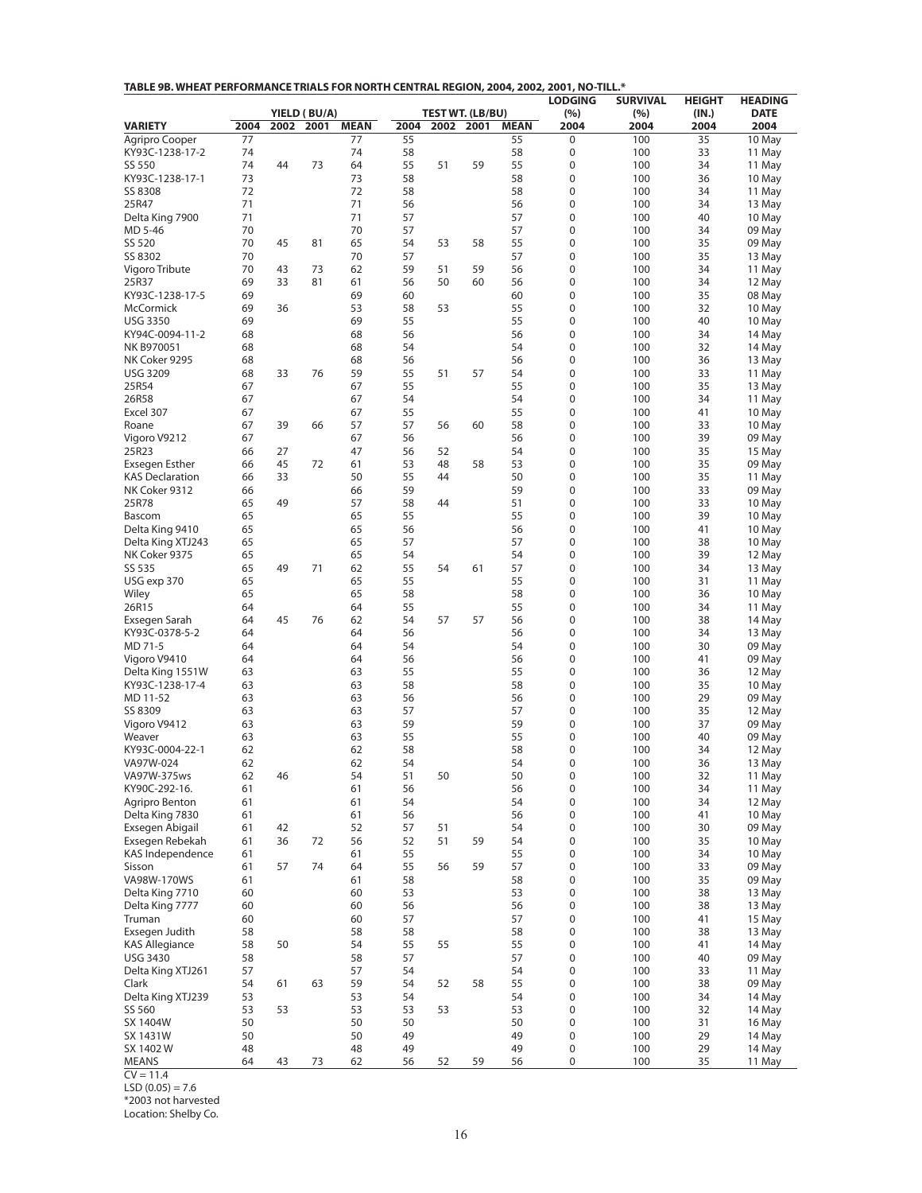**TABLE 9B. WHEAT PERFORMANCE TRIALS FOR NORTH CENTRAL REGION, 2004, 2002, 2001, NO-TILL.***

| | YIELD ( BU/A) | | | | TEST WT. (LB/BU) | | | | LODGING (%) | SURVIVAL (%) | HEIGHT (IN.) | HEADING DATE |
|---|---|---|---|---|---|---|---|---|---|---|---|---|
| VARIETY | 2004 | 2002 | 2001 | MEAN | 2004 | 2002 | 2001 | MEAN | 2004 | 2004 | 2004 | 2004 |
| Agripro Cooper | 77 | | | 77 | 55 | | | 55 | 0 | 100 | 35 | 10 May |
| KY93C-1238-17-2 | 74 | | | 74 | 58 | | | 58 | 0 | 100 | 33 | 11 May |
| SS 550 | 74 | 44 | 73 | 64 | 55 | 51 | 59 | 55 | 0 | 100 | 34 | 11 May |
| KY93C-1238-17-1 | 73 | | | 73 | 58 | | | 58 | 0 | 100 | 36 | 10 May |
| SS 8308 | 72 | | | 72 | 58 | | | 58 | 0 | 100 | 34 | 11 May |
| 25R47 | 71 | | | 71 | 56 | | | 56 | 0 | 100 | 34 | 13 May |
| Delta King 7900 | 71 | | | 71 | 57 | | | 57 | 0 | 100 | 40 | 10 May |
| MD 5-46 | 70 | | | 70 | 57 | | | 57 | 0 | 100 | 34 | 09 May |
| SS 520 | 70 | 45 | 81 | 65 | 54 | 53 | 58 | 55 | 0 | 100 | 35 | 09 May |
| SS 8302 | 70 | | | 70 | 57 | | | 57 | 0 | 100 | 35 | 13 May |
| Vigoro Tribute | 70 | 43 | 73 | 62 | 59 | 51 | 59 | 56 | 0 | 100 | 34 | 11 May |
| 25R37 | 69 | 33 | 81 | 61 | 56 | 50 | 60 | 56 | 0 | 100 | 34 | 12 May |
| KY93C-1238-17-5 | 69 | | | 69 | 60 | | | 60 | 0 | 100 | 35 | 08 May |
| McCormick | 69 | 36 | | 53 | 58 | 53 | | 55 | 0 | 100 | 32 | 10 May |
| USG 3350 | 69 | | | 69 | 55 | | | 55 | 0 | 100 | 40 | 10 May |
| KY94C-0094-11-2 | 68 | | | 68 | 56 | | | 56 | 0 | 100 | 34 | 14 May |
| NK B970051 | 68 | | | 68 | 54 | | | 54 | 0 | 100 | 32 | 14 May |
| NK Coker 9295 | 68 | | | 68 | 56 | | | 56 | 0 | 100 | 36 | 13 May |
| USG 3209 | 68 | 33 | 76 | 59 | 55 | 51 | 57 | 54 | 0 | 100 | 33 | 11 May |
| 25R54 | 67 | | | 67 | 55 | | | 55 | 0 | 100 | 35 | 13 May |
| 26R58 | 67 | | | 67 | 54 | | | 54 | 0 | 100 | 34 | 11 May |
| Excel 307 | 67 | | | 67 | 55 | | | 55 | 0 | 100 | 41 | 10 May |
| Roane | 67 | 39 | 66 | 57 | 57 | 56 | 60 | 58 | 0 | 100 | 33 | 10 May |
| Vigoro V9212 | 67 | | | 67 | 56 | | | 56 | 0 | 100 | 39 | 09 May |
| 25R23 | 66 | 27 | | 47 | 56 | 52 | | 54 | 0 | 100 | 35 | 15 May |
| Exsegen Esther | 66 | 45 | 72 | 61 | 53 | 48 | 58 | 53 | 0 | 100 | 35 | 09 May |
| KAS Declaration | 66 | 33 | | 50 | 55 | 44 | | 50 | 0 | 100 | 35 | 11 May |
| NK Coker 9312 | 66 | | | 66 | 59 | | | 59 | 0 | 100 | 33 | 09 May |
| 25R78 | 65 | 49 | | 57 | 58 | 44 | | 51 | 0 | 100 | 33 | 10 May |
| Bascom | 65 | | | 65 | 55 | | | 55 | 0 | 100 | 39 | 10 May |
| Delta King 9410 | 65 | | | 65 | 56 | | | 56 | 0 | 100 | 41 | 10 May |
| Delta King XTJ243 | 65 | | | 65 | 57 | | | 57 | 0 | 100 | 38 | 10 May |
| NK Coker 9375 | 65 | | | 65 | 54 | | | 54 | 0 | 100 | 39 | 12 May |
| SS 535 | 65 | 49 | 71 | 62 | 55 | 54 | 61 | 57 | 0 | 100 | 34 | 13 May |
| USG exp 370 | 65 | | | 65 | 55 | | | 55 | 0 | 100 | 31 | 11 May |
| Wiley | 65 | | | 65 | 58 | | | 58 | 0 | 100 | 36 | 10 May |
| 26R15 | 64 | | | 64 | 55 | | | 55 | 0 | 100 | 34 | 11 May |
| Exsegen Sarah | 64 | 45 | 76 | 62 | 54 | 57 | 57 | 56 | 0 | 100 | 38 | 14 May |
| KY93C-0378-5-2 | 64 | | | 64 | 56 | | | 56 | 0 | 100 | 34 | 13 May |
| MD 71-5 | 64 | | | 64 | 54 | | | 54 | 0 | 100 | 30 | 09 May |
| Vigoro V9410 | 64 | | | 64 | 56 | | | 56 | 0 | 100 | 41 | 09 May |
| Delta King 1551W | 63 | | | 63 | 55 | | | 55 | 0 | 100 | 36 | 12 May |
| KY93C-1238-17-4 | 63 | | | 63 | 58 | | | 58 | 0 | 100 | 35 | 10 May |
| MD 11-52 | 63 | | | 63 | 56 | | | 56 | 0 | 100 | 29 | 09 May |
| SS 8309 | 63 | | | 63 | 57 | | | 57 | 0 | 100 | 35 | 12 May |
| Vigoro V9412 | 63 | | | 63 | 59 | | | 59 | 0 | 100 | 37 | 09 May |
| Weaver | 63 | | | 63 | 55 | | | 55 | 0 | 100 | 40 | 09 May |
| KY93C-0004-22-1 | 62 | | | 62 | 58 | | | 58 | 0 | 100 | 34 | 12 May |
| VA97W-024 | 62 | | | 62 | 54 | | | 54 | 0 | 100 | 36 | 13 May |
| VA97W-375ws | 62 | 46 | | 54 | 51 | 50 | | 50 | 0 | 100 | 32 | 11 May |
| KY90C-292-16. | 61 | | | 61 | 56 | | | 56 | 0 | 100 | 34 | 11 May |
| Agripro Benton | 61 | | | 61 | 54 | | | 54 | 0 | 100 | 34 | 12 May |
| Delta King 7830 | 61 | | | 61 | 56 | | | 56 | 0 | 100 | 41 | 10 May |
| Exsegen Abigail | 61 | 42 | | 52 | 57 | 51 | | 54 | 0 | 100 | 30 | 09 May |
| Exsegen Rebekah | 61 | 36 | 72 | 56 | 52 | 51 | 59 | 54 | 0 | 100 | 35 | 10 May |
| KAS Independence | 61 | | | 61 | 55 | | | 55 | 0 | 100 | 34 | 10 May |
| Sisson | 61 | 57 | 74 | 64 | 55 | 56 | 59 | 57 | 0 | 100 | 33 | 09 May |
| VA98W-170WS | 61 | | | 61 | 58 | | | 58 | 0 | 100 | 35 | 09 May |
| Delta King 7710 | 60 | | | 60 | 53 | | | 53 | 0 | 100 | 38 | 13 May |
| Delta King 7777 | 60 | | | 60 | 56 | | | 56 | 0 | 100 | 38 | 13 May |
| Truman | 60 | | | 60 | 57 | | | 57 | 0 | 100 | 41 | 15 May |
| Exsegen Judith | 58 | | | 58 | 58 | | | 58 | 0 | 100 | 38 | 13 May |
| KAS Allegiance | 58 | 50 | | 54 | 55 | 55 | | 55 | 0 | 100 | 41 | 14 May |
| USG 3430 | 58 | | | 58 | 57 | | | 57 | 0 | 100 | 40 | 09 May |
| Delta King XTJ261 | 57 | | | 57 | 54 | | | 54 | 0 | 100 | 33 | 11 May |
| Clark | 54 | 61 | 63 | 59 | 54 | 52 | 58 | 55 | 0 | 100 | 38 | 09 May |
| Delta King XTJ239 | 53 | | | 53 | 54 | | | 54 | 0 | 100 | 34 | 14 May |
| SS 560 | 53 | 53 | | 53 | 53 | 53 | | 53 | 0 | 100 | 32 | 14 May |
| SX 1404W | 50 | | | 50 | 50 | | | 50 | 0 | 100 | 31 | 16 May |
| SX 1431W | 50 | | | 50 | 49 | | | 49 | 0 | 100 | 29 | 14 May |
| SX 1402 W | 48 | | | 48 | 49 | | | 49 | 0 | 100 | 29 | 14 May |
| MEANS | 64 | 43 | 73 | 62 | 56 | 52 | 59 | 56 | 0 | 100 | 35 | 11 May |

CV = 11.4
LSD (0.05) = 7.6
*2003 not harvested
Location: Shelby Co.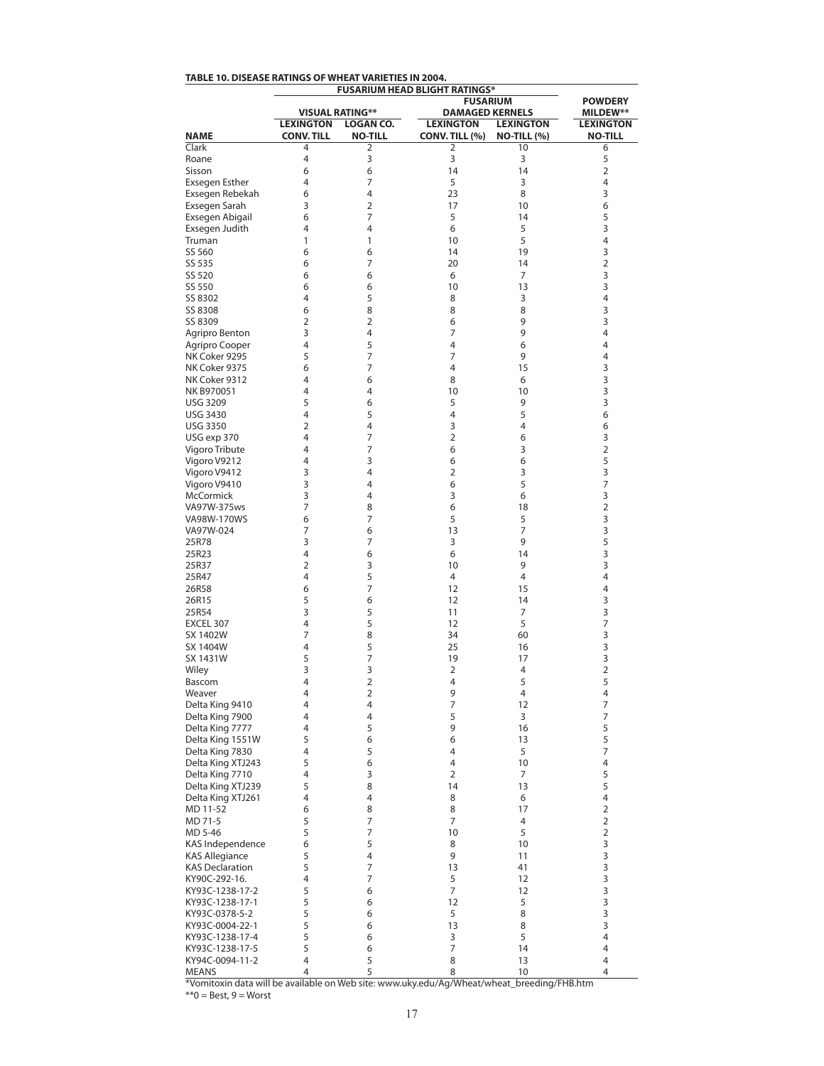**TABLE 10. DISEASE RATINGS OF WHEAT VARIETIES IN 2004.**

| | FUSARIUM HEAD BLIGHT RATINGS* | | | | |
|---|---|---|---|---|---|
| | VISUAL RATING** | | FUSARIUM DAMAGED KERNELS | | POWDERY MILDEW** |
| NAME | LEXINGTON CONV. TILL | LOGAN CO. NO-TILL | LEXINGTON CONV. TILL (%) | LEXINGTON NO-TILL (%) | LEXINGTON NO-TILL |
| Clark | 4 | 2 | 2 | 10 | 6 |
| Roane | 4 | 3 | 3 | 3 | 5 |
| Sisson | 6 | 6 | 14 | 14 | 2 |
| Exsegen Esther | 4 | 7 | 5 | 3 | 4 |
| Exsegen Rebekah | 6 | 4 | 23 | 8 | 3 |
| Exsegen Sarah | 3 | 2 | 17 | 10 | 6 |
| Exsegen Abigail | 6 | 7 | 5 | 14 | 5 |
| Exsegen Judith | 4 | 4 | 6 | 5 | 3 |
| Truman | 1 | 1 | 10 | 5 | 4 |
| SS 560 | 6 | 6 | 14 | 19 | 3 |
| SS 535 | 6 | 7 | 20 | 14 | 2 |
| SS 520 | 6 | 6 | 6 | 7 | 3 |
| SS 550 | 6 | 6 | 10 | 13 | 3 |
| SS 8302 | 4 | 5 | 8 | 3 | 4 |
| SS 8308 | 6 | 8 | 8 | 8 | 3 |
| SS 8309 | 2 | 2 | 6 | 9 | 3 |
| Agripro Benton | 3 | 4 | 7 | 9 | 4 |
| Agripro Cooper | 4 | 5 | 4 | 6 | 4 |
| NK Coker 9295 | 5 | 7 | 7 | 9 | 4 |
| NK Coker 9375 | 6 | 7 | 4 | 15 | 3 |
| NK Coker 9312 | 4 | 6 | 8 | 6 | 3 |
| NK B970051 | 4 | 4 | 10 | 10 | 3 |
| USG 3209 | 5 | 6 | 5 | 9 | 3 |
| USG 3430 | 4 | 5 | 4 | 5 | 6 |
| USG 3350 | 2 | 4 | 3 | 4 | 6 |
| USG exp 370 | 4 | 7 | 2 | 6 | 3 |
| Vigoro Tribute | 4 | 7 | 6 | 3 | 2 |
| Vigoro V9212 | 4 | 3 | 6 | 6 | 5 |
| Vigoro V9412 | 3 | 4 | 2 | 3 | 3 |
| Vigoro V9410 | 3 | 4 | 6 | 5 | 7 |
| McCormick | 3 | 4 | 3 | 6 | 3 |
| VA97W-375ws | 7 | 8 | 6 | 18 | 2 |
| VA98W-170WS | 6 | 7 | 5 | 5 | 3 |
| VA97W-024 | 7 | 6 | 13 | 7 | 3 |
| 25R78 | 3 | 7 | 3 | 9 | 5 |
| 25R23 | 4 | 6 | 6 | 14 | 3 |
| 25R37 | 2 | 3 | 10 | 9 | 3 |
| 25R47 | 4 | 5 | 4 | 4 | 4 |
| 26R58 | 6 | 7 | 12 | 15 | 4 |
| 26R15 | 5 | 6 | 12 | 14 | 3 |
| 25R54 | 3 | 5 | 11 | 7 | 3 |
| EXCEL 307 | 4 | 5 | 12 | 5 | 7 |
| SX 1402W | 7 | 8 | 34 | 60 | 3 |
| SX 1404W | 4 | 5 | 25 | 16 | 3 |
| SX 1431W | 5 | 7 | 19 | 17 | 3 |
| Wiley | 3 | 3 | 2 | 4 | 2 |
| Bascom | 4 | 2 | 4 | 5 | 5 |
| Weaver | 4 | 2 | 9 | 4 | 4 |
| Delta King 9410 | 4 | 4 | 7 | 12 | 7 |
| Delta King 7900 | 4 | 4 | 5 | 3 | 7 |
| Delta King 7777 | 4 | 5 | 9 | 16 | 5 |
| Delta King 1551W | 5 | 6 | 6 | 13 | 5 |
| Delta King 7830 | 4 | 5 | 4 | 5 | 7 |
| Delta King XTJ243 | 5 | 6 | 4 | 10 | 4 |
| Delta King 7710 | 4 | 3 | 2 | 7 | 5 |
| Delta King XTJ239 | 5 | 8 | 14 | 13 | 5 |
| Delta King XTJ261 | 4 | 4 | 8 | 6 | 4 |
| MD 11-52 | 6 | 8 | 8 | 17 | 2 |
| MD 71-5 | 5 | 7 | 7 | 4 | 2 |
| MD 5-46 | 5 | 7 | 10 | 5 | 2 |
| KAS Independence | 6 | 5 | 8 | 10 | 3 |
| KAS Allegiance | 5 | 4 | 9 | 11 | 3 |
| KAS Declaration | 5 | 7 | 13 | 41 | 3 |
| KY90C-292-16. | 4 | 7 | 5 | 12 | 3 |
| KY93C-1238-17-2 | 5 | 6 | 7 | 12 | 3 |
| KY93C-1238-17-1 | 5 | 6 | 12 | 5 | 3 |
| KY93C-0378-5-2 | 5 | 6 | 5 | 8 | 3 |
| KY93C-0004-22-1 | 5 | 6 | 13 | 8 | 3 |
| KY93C-1238-17-4 | 5 | 6 | 3 | 5 | 4 |
| KY93C-1238-17-5 | 5 | 6 | 7 | 14 | 4 |
| KY94C-0094-11-2 | 4 | 5 | 8 | 13 | 4 |
| MEANS | 4 | 5 | 8 | 10 | 4 |

*Vomitoxin data will be available on Web site: www.uky.edu/Ag/Wheat/wheat_breeding/FHB.htm

**0 = Best, 9 = Worst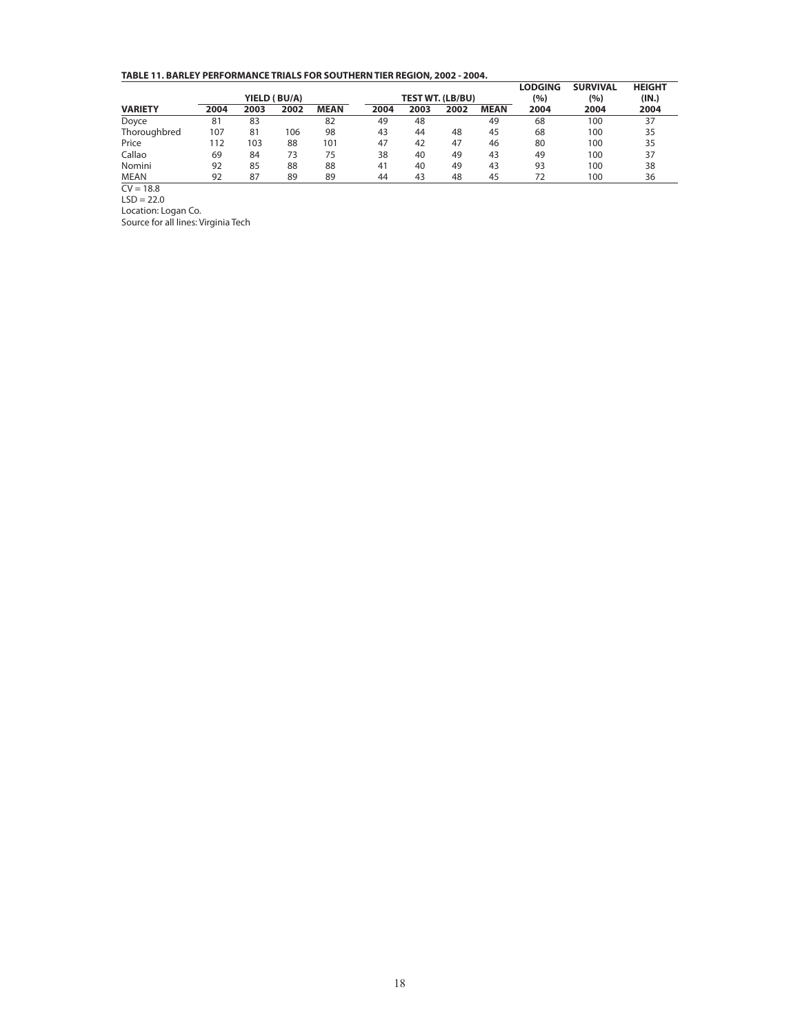**TABLE 11. BARLEY PERFORMANCE TRIALS FOR SOUTHERN TIER REGION, 2002 - 2004.**

| | YIELD ( BU/A) | | | | TEST WT. (LB/BU) | | | | LODGING (%) | SURVIVAL (%) | HEIGHT (IN.) |
|---|---|---|---|---|---|---|---|---|---|---|---|
| VARIETY | 2004 | 2003 | 2002 | MEAN | 2004 | 2003 | 2002 | MEAN | 2004 | 2004 | 2004 |
| Doyce | 81 | 83 | | 82 | 49 | 48 | | 49 | 68 | 100 | 37 |
| Thoroughbred | 107 | 81 | 106 | 98 | 43 | 44 | 48 | 45 | 68 | 100 | 35 |
| Price | 112 | 103 | 88 | 101 | 47 | 42 | 47 | 46 | 80 | 100 | 35 |
| Callao | 69 | 84 | 73 | 75 | 38 | 40 | 49 | 43 | 49 | 100 | 37 |
| Nomini | 92 | 85 | 88 | 88 | 41 | 40 | 49 | 43 | 93 | 100 | 38 |
| MEAN | 92 | 87 | 89 | 89 | 44 | 43 | 48 | 45 | 72 | 100 | 36 |

CV = 18.8
LSD = 22.0
Location: Logan Co.
Source for all lines: Virginia Tech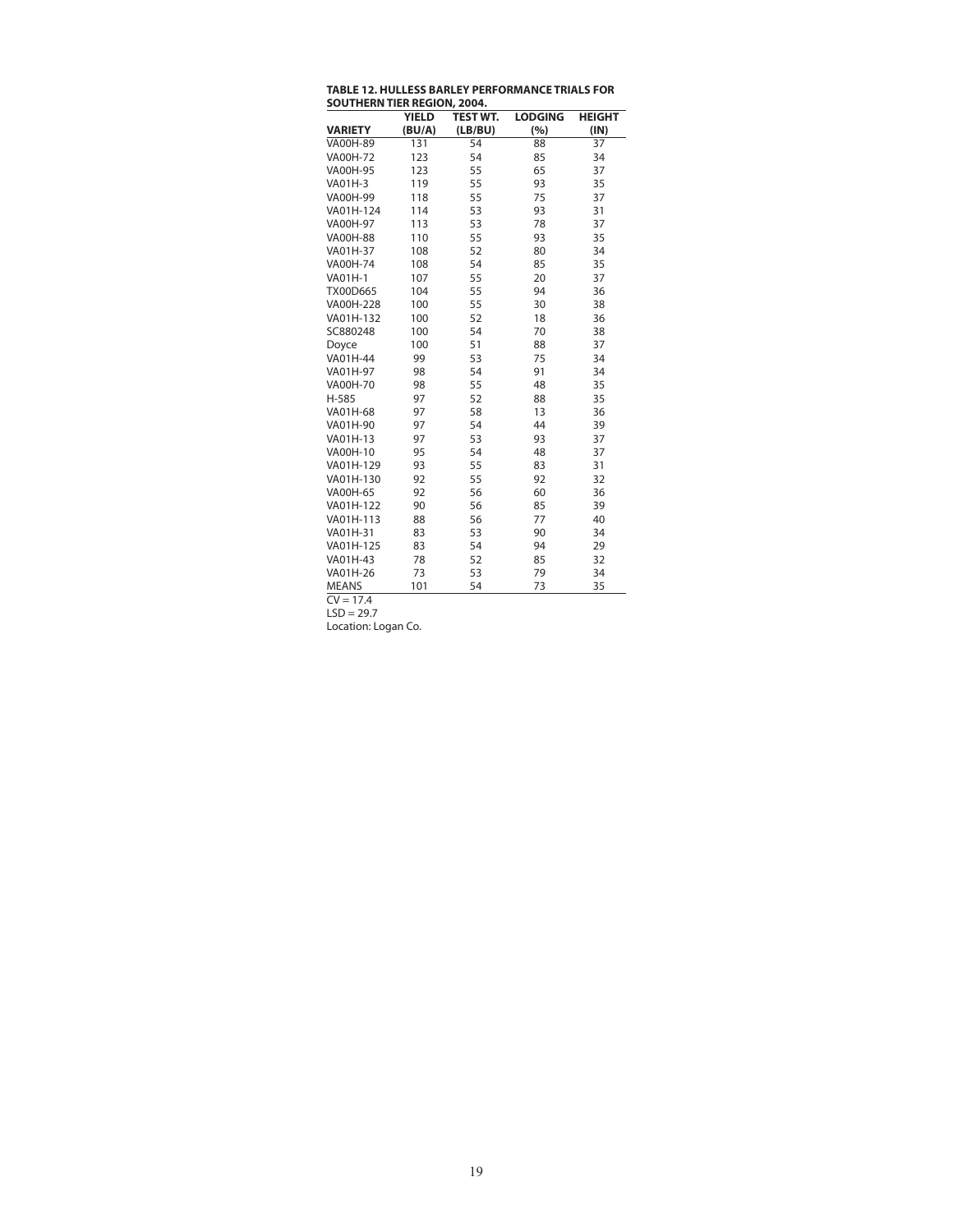**TABLE 12. HULLESS BARLEY PERFORMANCE TRIALS FOR SOUTHERN TIER REGION, 2004.**

| VARIETY | YIELD (BU/A) | TEST WT. (LB/BU) | LODGING (%) | HEIGHT (IN) |
|---|---|---|---|---|
| VA00H-89 | 131 | 54 | 88 | 37 |
| VA00H-72 | 123 | 54 | 85 | 34 |
| VA00H-95 | 123 | 55 | 65 | 37 |
| VA01H-3 | 119 | 55 | 93 | 35 |
| VA00H-99 | 118 | 55 | 75 | 37 |
| VA01H-124 | 114 | 53 | 93 | 31 |
| VA00H-97 | 113 | 53 | 78 | 37 |
| VA00H-88 | 110 | 55 | 93 | 35 |
| VA01H-37 | 108 | 52 | 80 | 34 |
| VA00H-74 | 108 | 54 | 85 | 35 |
| VA01H-1 | 107 | 55 | 20 | 37 |
| TX00D665 | 104 | 55 | 94 | 36 |
| VA00H-228 | 100 | 55 | 30 | 38 |
| VA01H-132 | 100 | 52 | 18 | 36 |
| SC880248 | 100 | 54 | 70 | 38 |
| Doyce | 100 | 51 | 88 | 37 |
| VA01H-44 | 99 | 53 | 75 | 34 |
| VA01H-97 | 98 | 54 | 91 | 34 |
| VA00H-70 | 98 | 55 | 48 | 35 |
| H-585 | 97 | 52 | 88 | 35 |
| VA01H-68 | 97 | 58 | 13 | 36 |
| VA01H-90 | 97 | 54 | 44 | 39 |
| VA01H-13 | 97 | 53 | 93 | 37 |
| VA00H-10 | 95 | 54 | 48 | 37 |
| VA01H-129 | 93 | 55 | 83 | 31 |
| VA01H-130 | 92 | 55 | 92 | 32 |
| VA00H-65 | 92 | 56 | 60 | 36 |
| VA01H-122 | 90 | 56 | 85 | 39 |
| VA01H-113 | 88 | 56 | 77 | 40 |
| VA01H-31 | 83 | 53 | 90 | 34 |
| VA01H-125 | 83 | 54 | 94 | 29 |
| VA01H-43 | 78 | 52 | 85 | 32 |
| VA01H-26 | 73 | 53 | 79 | 34 |
| MEANS | 101 | 54 | 73 | 35 |

CV = 17.4

LSD = 29.7

Location: Logan Co.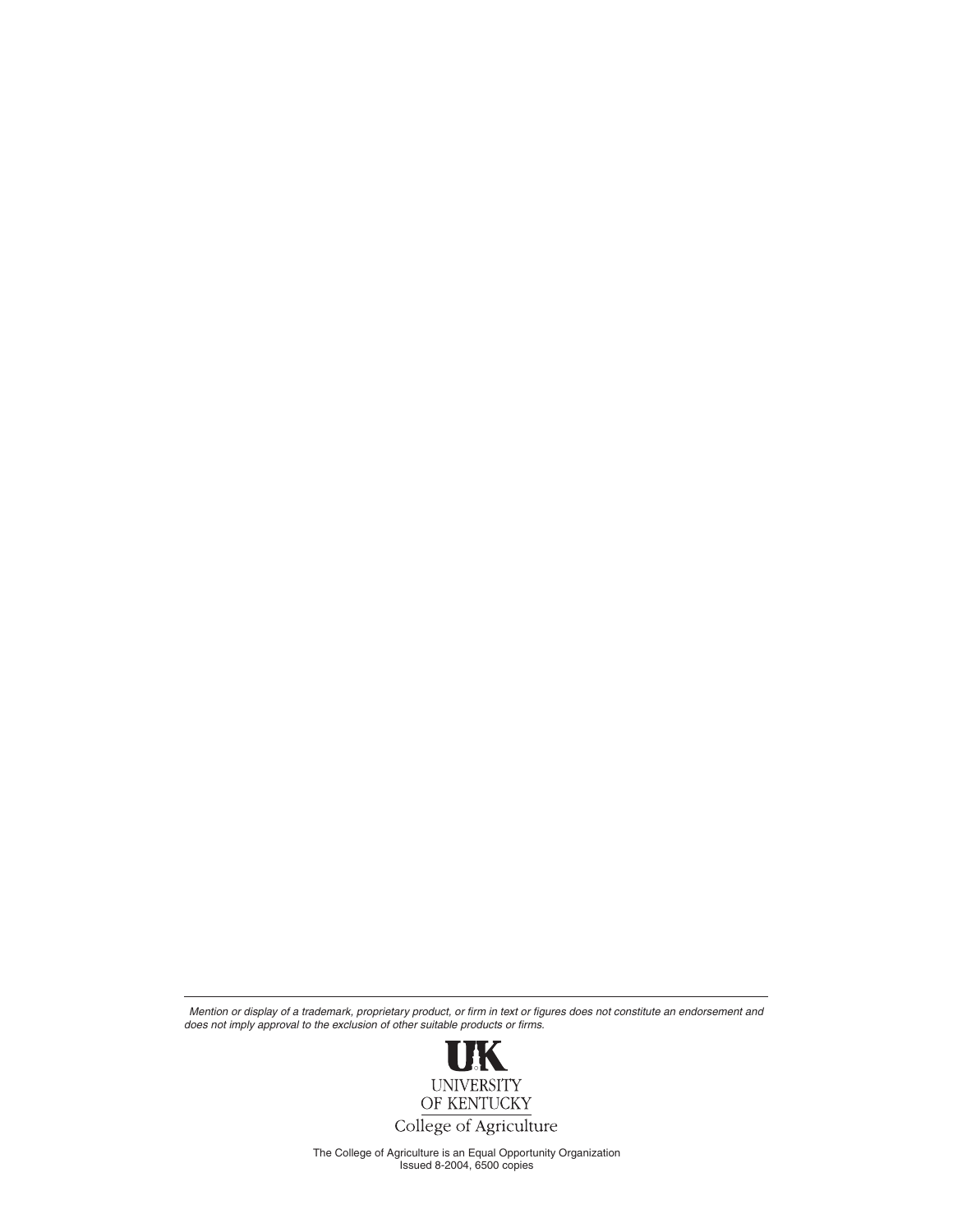*Mention or display of a trademark, proprietary product, or firm in text or figures does not constitute an endorsement and does not imply approval to the exclusion of other suitable products or firms.*

UK
UNIVERSITY
OF KENTUCKY
College of Agriculture

The College of Agriculture is an Equal Opportunity Organization
Issued 8-2004, 6500 copies